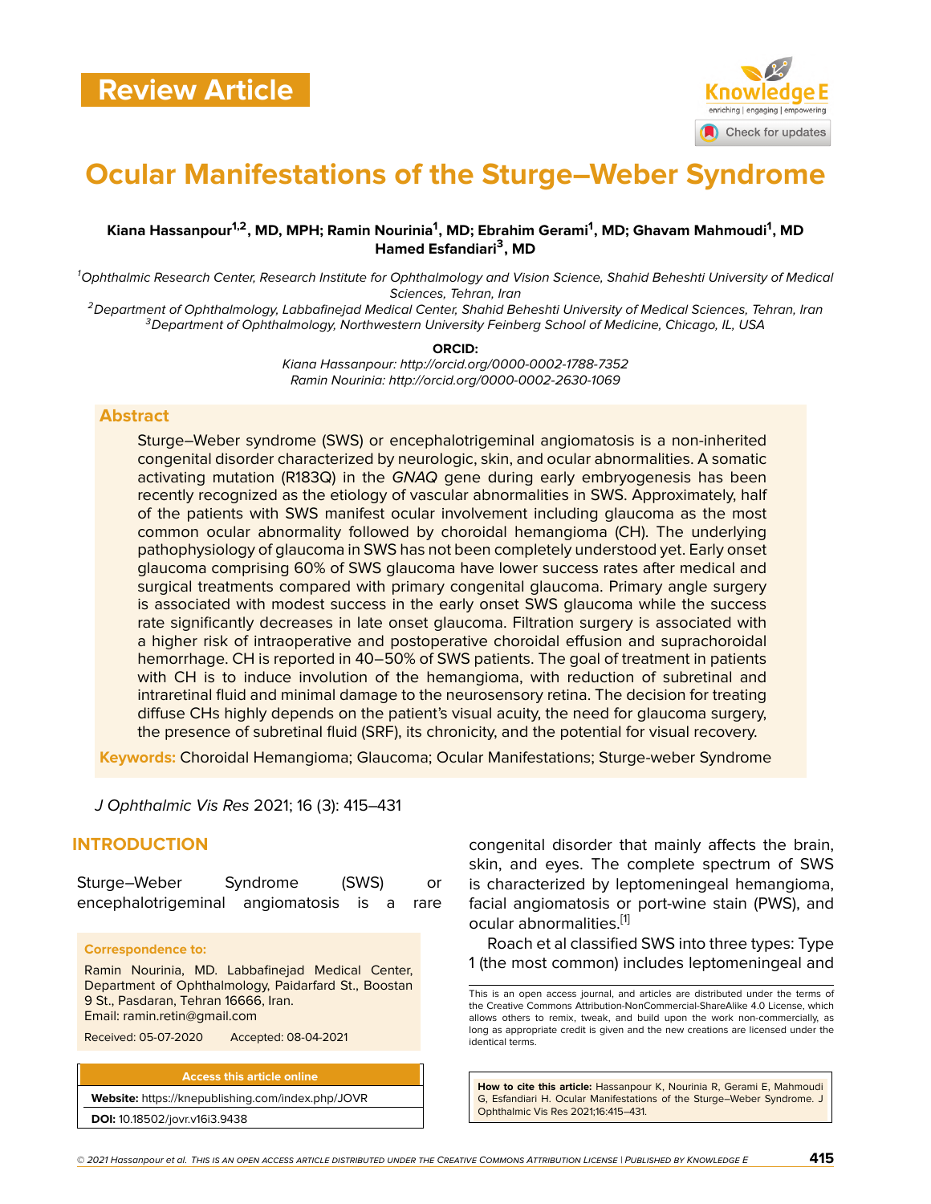Review Article

# Ocular Manifestations of the Sturge–Weber Syndrome

**Kiana Hassanpour[1,2], MD, MPH; Ramin Nourinia[1], MD; Ebrahim Gerami[1], MD; Ghavam Mahmoudi[1], MD Hamed Esfandiari[3], MD**

[1]*Ophthalmic Research Center, Research Institute for Ophthalmology and Vision Science, Shahid Beheshti University of Medical Sciences, Tehran, Iran*
[2]*Department of Ophthalmology, Labbafinejad Medical Center, Shahid Beheshti University of Medical Sciences, Tehran, Iran*
[3]*Department of Ophthalmology, Northwestern University Feinberg School of Medicine, Chicago, IL, USA*

**ORCID:**
*Kiana Hassanpour: http://orcid.org/0000-0002-1788-7352*
*Ramin Nourinia: http://orcid.org/0000-0002-2630-1069*

## Abstract

Sturge–Weber syndrome (SWS) or encephalotrigeminal angiomatosis is a non-inherited congenital disorder characterized by neurologic, skin, and ocular abnormalities. A somatic activating mutation (R183Q) in the *GNAQ* gene during early embryogenesis has been recently recognized as the etiology of vascular abnormalities in SWS. Approximately, half of the patients with SWS manifest ocular involvement including glaucoma as the most common ocular abnormality followed by choroidal hemangioma (CH). The underlying pathophysiology of glaucoma in SWS has not been completely understood yet. Early onset glaucoma comprising 60% of SWS glaucoma have lower success rates after medical and surgical treatments compared with primary congenital glaucoma. Primary angle surgery is associated with modest success in the early onset SWS glaucoma while the success rate significantly decreases in late onset glaucoma. Filtration surgery is associated with a higher risk of intraoperative and postoperative choroidal effusion and suprachoroidal hemorrhage. CH is reported in 40–50% of SWS patients. The goal of treatment in patients with CH is to induce involution of the hemangioma, with reduction of subretinal and intraretinal fluid and minimal damage to the neurosensory retina. The decision for treating diffuse CHs highly depends on the patient's visual acuity, the need for glaucoma surgery, the presence of subretinal fluid (SRF), its chronicity, and the potential for visual recovery.

**Keywords:** Choroidal Hemangioma; Glaucoma; Ocular Manifestations; Sturge-weber Syndrome

*J Ophthalmic Vis Res* 2021; 16 (3): 415–431

## INTRODUCTION

Sturge–Weber Syndrome (SWS) or encephalotrigeminal angiomatosis is a rare congenital disorder that mainly affects the brain, skin, and eyes. The complete spectrum of SWS is characterized by leptomeningeal hemangioma, facial angiomatosis or port-wine stain (PWS), and ocular abnormalities.[1]

Roach et al classified SWS into three types: Type 1 (the most common) includes leptomeningeal and

**Correspondence to:**

Ramin Nourinia, MD. Labbafinejad Medical Center, Department of Ophthalmology, Paidarfard St., Boostan 9 St., Pasdaran, Tehran 16666, Iran.
Email: ramin.retin@gmail.com

Received: 05-07-2020 Accepted: 08-04-2021

**Access this article online**

**Website:** https://knepublishing.com/index.php/JOVR

**DOI:** 10.18502/jovr.v16i3.9438

This is an open access journal, and articles are distributed under the terms of the Creative Commons Attribution-NonCommercial-ShareAlike 4.0 License, which allows others to remix, tweak, and build upon the work non-commercially, as long as appropriate credit is given and the new creations are licensed under the identical terms.

**How to cite this article:** Hassanpour K, Nourinia R, Gerami E, Mahmoudi G, Esfandiari H. Ocular Manifestations of the Sturge–Weber Syndrome. J Ophthalmic Vis Res 2021;16:415–431.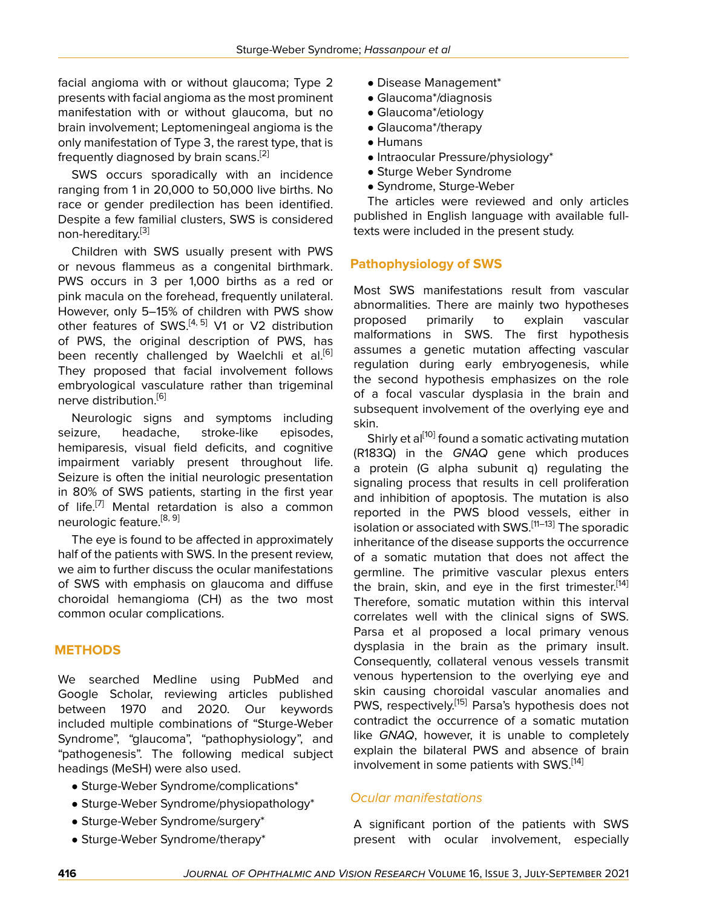facial angioma with or without glaucoma; Type 2 presents with facial angioma as the most prominent manifestation with or without glaucoma, but no brain involvement; Leptomeningeal angioma is the only manifestation of Type 3, the rarest type, that is frequently diagnosed by brain scans.[2]

SWS occurs sporadically with an incidence ranging from 1 in 20,000 to 50,000 live births. No race or gender predilection has been identified. Despite a few familial clusters, SWS is considered non-hereditary.[3]

Children with SWS usually present with PWS or nevous flammeus as a congenital birthmark. PWS occurs in 3 per 1,000 births as a red or pink macula on the forehead, frequently unilateral. However, only 5–15% of children with PWS show other features of SWS.[4, 5] V1 or V2 distribution of PWS, the original description of PWS, has been recently challenged by Waelchli et al.[6] They proposed that facial involvement follows embryological vasculature rather than trigeminal nerve distribution.[6]

Neurologic signs and symptoms including seizure, headache, stroke-like episodes, hemiparesis, visual field deficits, and cognitive impairment variably present throughout life. Seizure is often the initial neurologic presentation in 80% of SWS patients, starting in the first year of life.[7] Mental retardation is also a common neurologic feature.[8, 9]

The eye is found to be affected in approximately half of the patients with SWS. In the present review, we aim to further discuss the ocular manifestations of SWS with emphasis on glaucoma and diffuse choroidal hemangioma (CH) as the two most common ocular complications.

## METHODS

We searched Medline using PubMed and Google Scholar, reviewing articles published between 1970 and 2020. Our keywords included multiple combinations of "Sturge-Weber Syndrome", "glaucoma", "pathophysiology", and "pathogenesis". The following medical subject headings (MeSH) were also used.

- Sturge-Weber Syndrome/complications*
- Sturge-Weber Syndrome/physiopathology*
- Sturge-Weber Syndrome/surgery*
- Sturge-Weber Syndrome/therapy*
- Disease Management*
- Glaucoma*/diagnosis
- Glaucoma*/etiology
- Glaucoma*/therapy
- Humans
- Intraocular Pressure/physiology*
- Sturge Weber Syndrome
- Syndrome, Sturge-Weber

The articles were reviewed and only articles published in English language with available full-texts were included in the present study.

## Pathophysiology of SWS

Most SWS manifestations result from vascular abnormalities. There are mainly two hypotheses proposed primarily to explain vascular malformations in SWS. The first hypothesis assumes a genetic mutation affecting vascular regulation during early embryogenesis, while the second hypothesis emphasizes on the role of a focal vascular dysplasia in the brain and subsequent involvement of the overlying eye and skin.

Shirly et al[10] found a somatic activating mutation (R183Q) in the *GNAQ* gene which produces a protein (G alpha subunit q) regulating the signaling process that results in cell proliferation and inhibition of apoptosis. The mutation is also reported in the PWS blood vessels, either in isolation or associated with SWS.[11–13] The sporadic inheritance of the disease supports the occurrence of a somatic mutation that does not affect the germline. The primitive vascular plexus enters the brain, skin, and eye in the first trimester.[14] Therefore, somatic mutation within this interval correlates well with the clinical signs of SWS. Parsa et al proposed a local primary venous dysplasia in the brain as the primary insult. Consequently, collateral venous vessels transmit venous hypertension to the overlying eye and skin causing choroidal vascular anomalies and PWS, respectively.[15] Parsa's hypothesis does not contradict the occurrence of a somatic mutation like *GNAQ*, however, it is unable to completely explain the bilateral PWS and absence of brain involvement in some patients with SWS.[14]

### *Ocular manifestations*

A significant portion of the patients with SWS present with ocular involvement, especially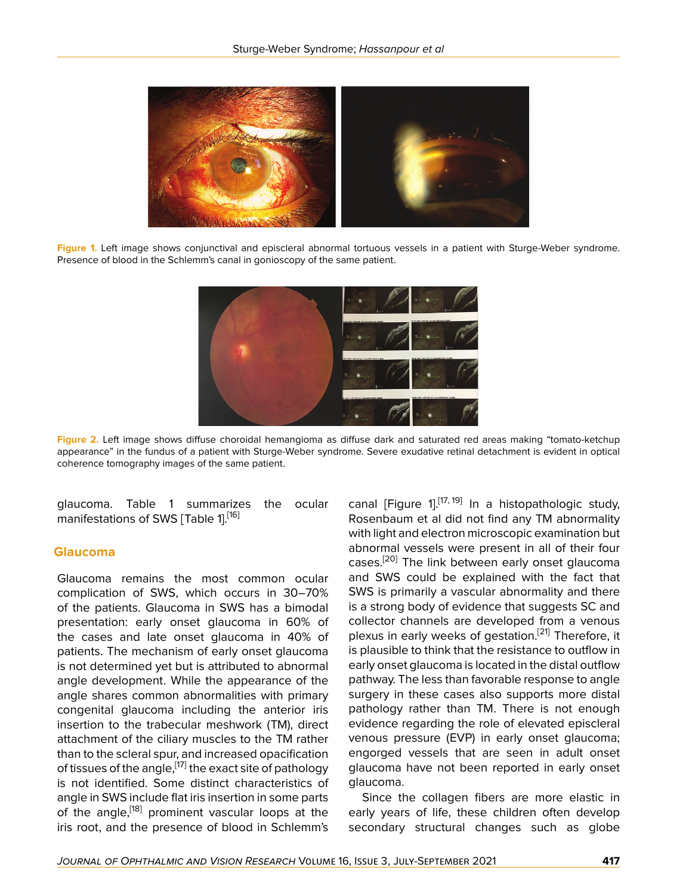**Figure 1.** Left image shows conjunctival and episcleral abnormal tortuous vessels in a patient with Sturge-Weber syndrome. Presence of blood in the Schlemm's canal in gonioscopy of the same patient.

**Figure 2.** Left image shows diffuse choroidal hemangioma as diffuse dark and saturated red areas making "tomato-ketchup appearance" in the fundus of a patient with Sturge-Weber syndrome. Severe exudative retinal detachment is evident in optical coherence tomography images of the same patient.

glaucoma. Table 1 summarizes the ocular manifestations of SWS [Table 1].[16]

## Glaucoma

Glaucoma remains the most common ocular complication of SWS, which occurs in 30–70% of the patients. Glaucoma in SWS has a bimodal presentation: early onset glaucoma in 60% of the cases and late onset glaucoma in 40% of patients. The mechanism of early onset glaucoma is not determined yet but is attributed to abnormal angle development. While the appearance of the angle shares common abnormalities with primary congenital glaucoma including the anterior iris insertion to the trabecular meshwork (TM), direct attachment of the ciliary muscles to the TM rather than to the scleral spur, and increased opacification of tissues of the angle,[17] the exact site of pathology is not identified. Some distinct characteristics of angle in SWS include flat iris insertion in some parts of the angle,[18] prominent vascular loops at the iris root, and the presence of blood in Schlemm's canal [Figure 1].[17, 19] In a histopathologic study, Rosenbaum et al did not find any TM abnormality with light and electron microscopic examination but abnormal vessels were present in all of their four cases.[20] The link between early onset glaucoma and SWS could be explained with the fact that SWS is primarily a vascular abnormality and there is a strong body of evidence that suggests SC and collector channels are developed from a venous plexus in early weeks of gestation.[21] Therefore, it is plausible to think that the resistance to outflow in early onset glaucoma is located in the distal outflow pathway. The less than favorable response to angle surgery in these cases also supports more distal pathology rather than TM. There is not enough evidence regarding the role of elevated episcleral venous pressure (EVP) in early onset glaucoma; engorged vessels that are seen in adult onset glaucoma have not been reported in early onset glaucoma.

Since the collagen fibers are more elastic in early years of life, these children often develop secondary structural changes such as globe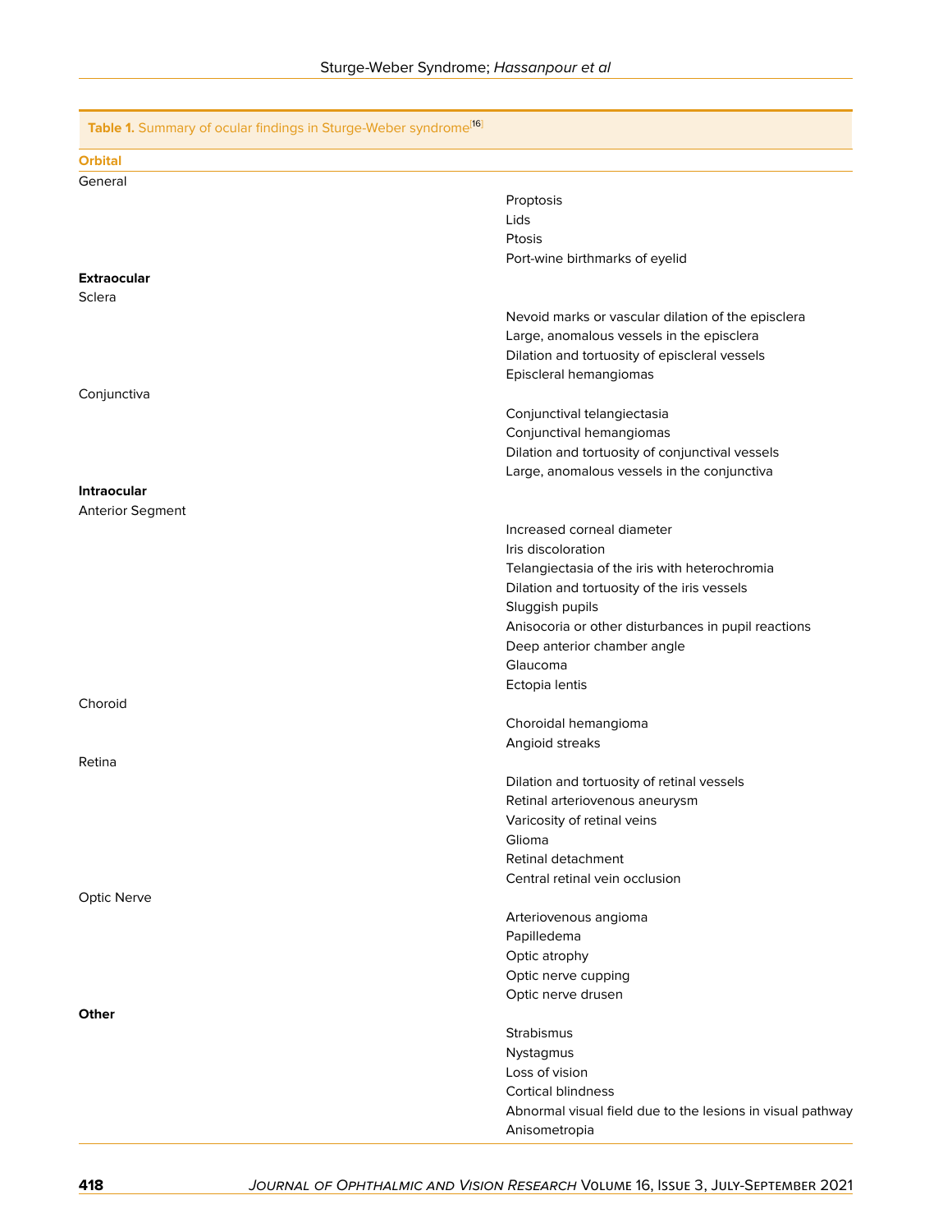**Table 1.** Summary of ocular findings in Sturge-Weber syndrome[16]

| | |
|---|---|
| **Orbital** | |
| General | |
| | Proptosis |
| | Lids |
| | Ptosis |
| | Port-wine birthmarks of eyelid |
| **Extraocular** | |
| Sclera | |
| | Nevoid marks or vascular dilation of the episclera |
| | Large, anomalous vessels in the episclera |
| | Dilation and tortuosity of episcleral vessels |
| | Episcleral hemangiomas |
| Conjunctiva | |
| | Conjunctival telangiectasia |
| | Conjunctival hemangiomas |
| | Dilation and tortuosity of conjunctival vessels |
| | Large, anomalous vessels in the conjunctiva |
| **Intraocular** | |
| Anterior Segment | |
| | Increased corneal diameter |
| | Iris discoloration |
| | Telangiectasia of the iris with heterochromia |
| | Dilation and tortuosity of the iris vessels |
| | Sluggish pupils |
| | Anisocoria or other disturbances in pupil reactions |
| | Deep anterior chamber angle |
| | Glaucoma |
| | Ectopia lentis |
| Choroid | |
| | Choroidal hemangioma |
| | Angioid streaks |
| Retina | |
| | Dilation and tortuosity of retinal vessels |
| | Retinal arteriovenous aneurysm |
| | Varicosity of retinal veins |
| | Glioma |
| | Retinal detachment |
| | Central retinal vein occlusion |
| Optic Nerve | |
| | Arteriovenous angioma |
| | Papilledema |
| | Optic atrophy |
| | Optic nerve cupping |
| | Optic nerve drusen |
| **Other** | |
| | Strabismus |
| | Nystagmus |
| | Loss of vision |
| | Cortical blindness |
| | Abnormal visual field due to the lesions in visual pathway |
| | Anisometropia |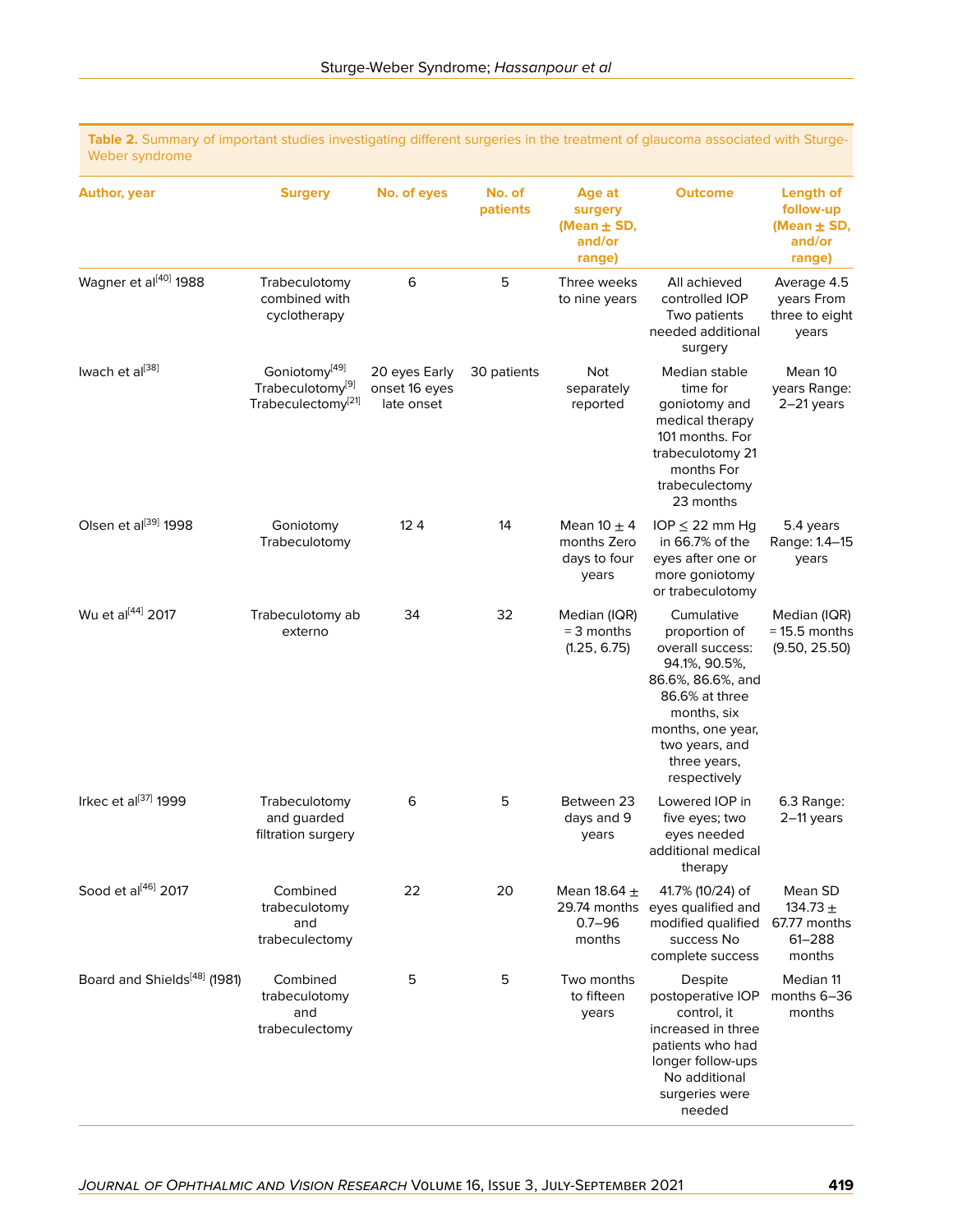**Table 2.** Summary of important studies investigating different surgeries in the treatment of glaucoma associated with Sturge-Weber syndrome

| Author, year | Surgery | No. of eyes | No. of patients | Age at surgery (Mean ± SD, and/or range) | Outcome | Length of follow-up (Mean ± SD, and/or range) |
|---|---|---|---|---|---|---|
| Wagner et al[40] 1988 | Trabeculotomy combined with cyclotherapy | 6 | 5 | Three weeks to nine years | All achieved controlled IOP Two patients needed additional surgery | Average 4.5 years From three to eight years |
| Iwach et al[38] | Goniotomy[49] Trabeculotomy[9] Trabeculectomy[21] | 20 eyes Early onset 16 eyes late onset | 30 patients | Not separately reported | Median stable time for goniotomy and medical therapy 101 months. For trabeculotomy 21 months For trabeculectomy 23 months | Mean 10 years Range: 2–21 years |
| Olsen et al[39] 1998 | Goniotomy Trabeculotomy | 12 4 | 14 | Mean 10 ± 4 months Zero days to four years | IOP ≤ 22 mm Hg in 66.7% of the eyes after one or more goniotomy or trabeculotomy | 5.4 years Range: 1.4–15 years |
| Wu et al[44] 2017 | Trabeculotomy ab externo | 34 | 32 | Median (IQR) = 3 months (1.25, 6.75) | Cumulative proportion of overall success: 94.1%, 90.5%, 86.6%, 86.6%, and 86.6% at three months, six months, one year, two years, and three years, respectively | Median (IQR) = 15.5 months (9.50, 25.50) |
| Irkec et al[37] 1999 | Trabeculotomy and guarded filtration surgery | 6 | 5 | Between 23 days and 9 years | Lowered IOP in five eyes; two eyes needed additional medical therapy | 6.3 Range: 2–11 years |
| Sood et al[46] 2017 | Combined trabeculotomy and trabeculectomy | 22 | 20 | Mean 18.64 ± 29.74 months 0.7–96 months | 41.7% (10/24) of eyes qualified and modified qualified success No complete success | Mean SD 134.73 ± 67.77 months 61–288 months |
| Board and Shields[48] (1981) | Combined trabeculotomy and trabeculectomy | 5 | 5 | Two months to fifteen years | Despite postoperative IOP control, it increased in three patients who had longer follow-ups No additional surgeries were needed | Median 11 months 6–36 months |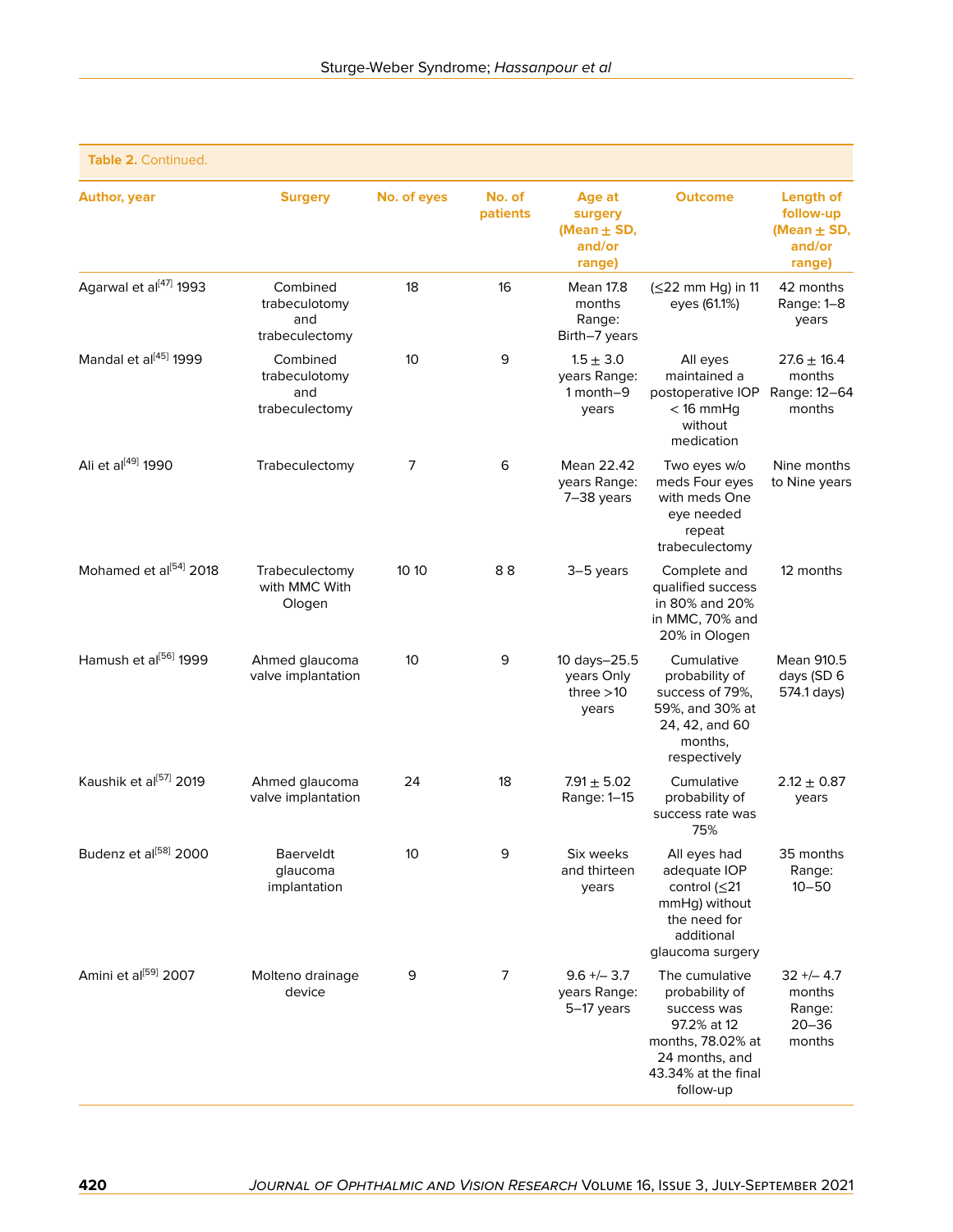**Table 2.** Continued.

| Author, year | Surgery | No. of eyes | No. of patients | Age at surgery (Mean ± SD, and/or range) | Outcome | Length of follow-up (Mean ± SD, and/or range) |
|---|---|---|---|---|---|---|
| Agarwal et al[47] 1993 | Combined trabeculotomy and trabeculectomy | 18 | 16 | Mean 17.8 months Range: Birth–7 years | (≤22 mm Hg) in 11 eyes (61.1%) | 42 months Range: 1–8 years |
| Mandal et al[45] 1999 | Combined trabeculotomy and trabeculectomy | 10 | 9 | 1.5 ± 3.0 years Range: 1 month–9 years | All eyes maintained a postoperative IOP < 16 mmHg without medication | 27.6 ± 16.4 months Range: 12–64 months |
| Ali et al[49] 1990 | Trabeculectomy | 7 | 6 | Mean 22.42 years Range: 7–38 years | Two eyes w/o meds Four eyes with meds One eye needed repeat trabeculectomy | Nine months to Nine years |
| Mohamed et al[54] 2018 | Trabeculectomy with MMC With Ologen | 10 10 | 8 8 | 3–5 years | Complete and qualified success in 80% and 20% in MMC, 70% and 20% in Ologen | 12 months |
| Hamush et al[56] 1999 | Ahmed glaucoma valve implantation | 10 | 9 | 10 days–25.5 years Only three >10 years | Cumulative probability of success of 79%, 59%, and 30% at 24, 42, and 60 months, respectively | Mean 910.5 days (SD 6 574.1 days) |
| Kaushik et al[57] 2019 | Ahmed glaucoma valve implantation | 24 | 18 | 7.91 ± 5.02 Range: 1–15 | Cumulative probability of success rate was 75% | 2.12 ± 0.87 years |
| Budenz et al[58] 2000 | Baerveldt glaucoma implantation | 10 | 9 | Six weeks and thirteen years | All eyes had adequate IOP control (≤21 mmHg) without the need for additional glaucoma surgery | 35 months Range: 10–50 |
| Amini et al[59] 2007 | Molteno drainage device | 9 | 7 | 9.6 +/– 3.7 years Range: 5–17 years | The cumulative probability of success was 97.2% at 12 months, 78.02% at 24 months, and 43.34% at the final follow-up | 32 +/– 4.7 months Range: 20–36 months |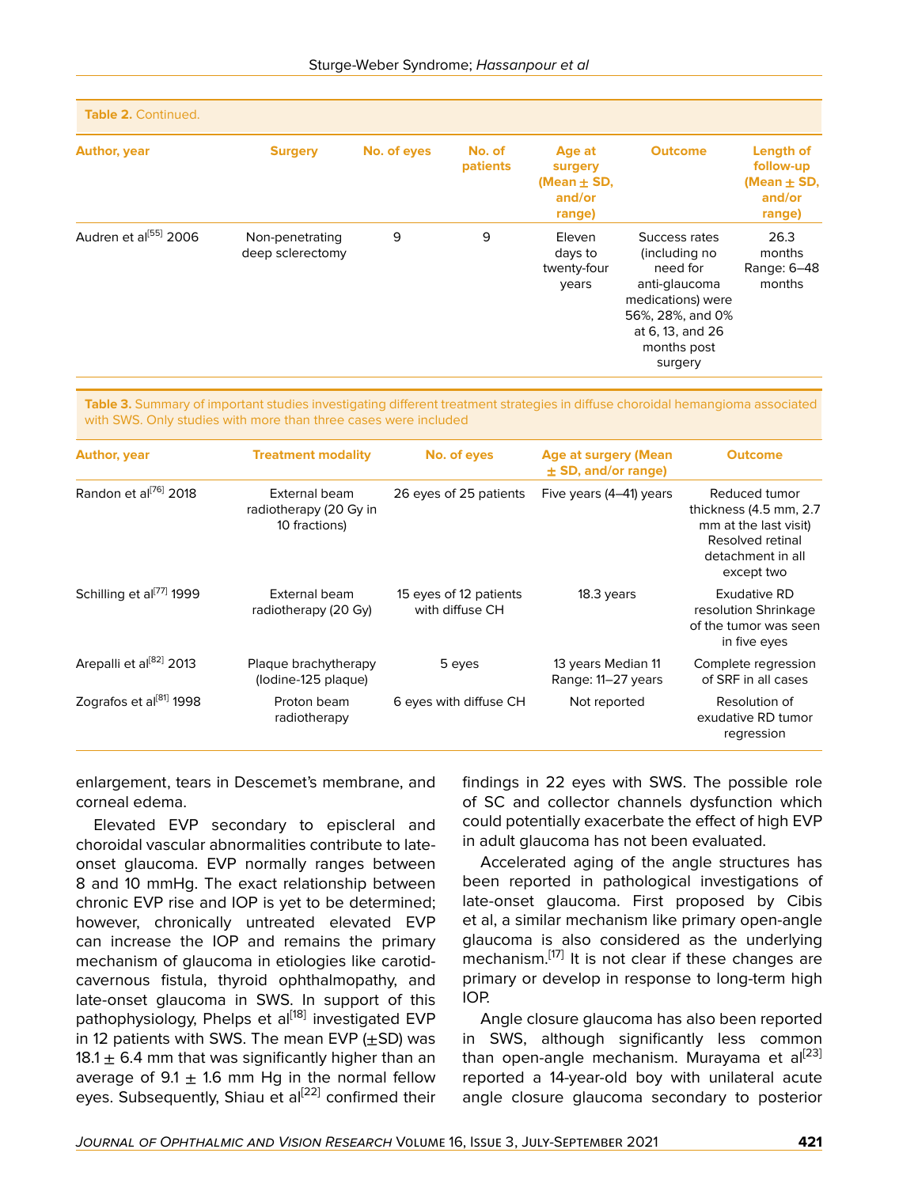**Table 2.** Continued.

| Author, year | Surgery | No. of eyes | No. of patients | Age at surgery (Mean ± SD, and/or range) | Outcome | Length of follow-up (Mean ± SD, and/or range) |
|---|---|---|---|---|---|---|
| Audren et al[55] 2006 | Non-penetrating deep sclerectomy | 9 | 9 | Eleven days to twenty-four years | Success rates (including no need for anti-glaucoma medications) were 56%, 28%, and 0% at 6, 13, and 26 months post surgery | 26.3 months Range: 6–48 months |

**Table 3.** Summary of important studies investigating different treatment strategies in diffuse choroidal hemangioma associated with SWS. Only studies with more than three cases were included

| Author, year | Treatment modality | No. of eyes | Age at surgery (Mean ± SD, and/or range) | Outcome |
|---|---|---|---|---|
| Randon et al[76] 2018 | External beam radiotherapy (20 Gy in 10 fractions) | 26 eyes of 25 patients | Five years (4–41) years | Reduced tumor thickness (4.5 mm, 2.7 mm at the last visit) Resolved retinal detachment in all except two |
| Schilling et al[77] 1999 | External beam radiotherapy (20 Gy) | 15 eyes of 12 patients with diffuse CH | 18.3 years | Exudative RD resolution Shrinkage of the tumor was seen in five eyes |
| Arepalli et al[82] 2013 | Plaque brachytherapy (Iodine-125 plaque) | 5 eyes | 13 years Median 11 Range: 11–27 years | Complete regression of SRF in all cases |
| Zografos et al[81] 1998 | Proton beam radiotherapy | 6 eyes with diffuse CH | Not reported | Resolution of exudative RD tumor regression |

enlargement, tears in Descemet's membrane, and corneal edema.

Elevated EVP secondary to episcleral and choroidal vascular abnormalities contribute to late-onset glaucoma. EVP normally ranges between 8 and 10 mmHg. The exact relationship between chronic EVP rise and IOP is yet to be determined; however, chronically untreated elevated EVP can increase the IOP and remains the primary mechanism of glaucoma in etiologies like carotid-cavernous fistula, thyroid ophthalmopathy, and late-onset glaucoma in SWS. In support of this pathophysiology, Phelps et al[18] investigated EVP in 12 patients with SWS. The mean EVP (±SD) was 18.1 ± 6.4 mm that was significantly higher than an average of 9.1 ± 1.6 mm Hg in the normal fellow eyes. Subsequently, Shiau et al[22] confirmed their findings in 22 eyes with SWS. The possible role of SC and collector channels dysfunction which could potentially exacerbate the effect of high EVP in adult glaucoma has not been evaluated.

Accelerated aging of the angle structures has been reported in pathological investigations of late-onset glaucoma. First proposed by Cibis et al, a similar mechanism like primary open-angle glaucoma is also considered as the underlying mechanism.[17] It is not clear if these changes are primary or develop in response to long-term high IOP.

Angle closure glaucoma has also been reported in SWS, although significantly less common than open-angle mechanism. Murayama et al[23] reported a 14-year-old boy with unilateral acute angle closure glaucoma secondary to posterior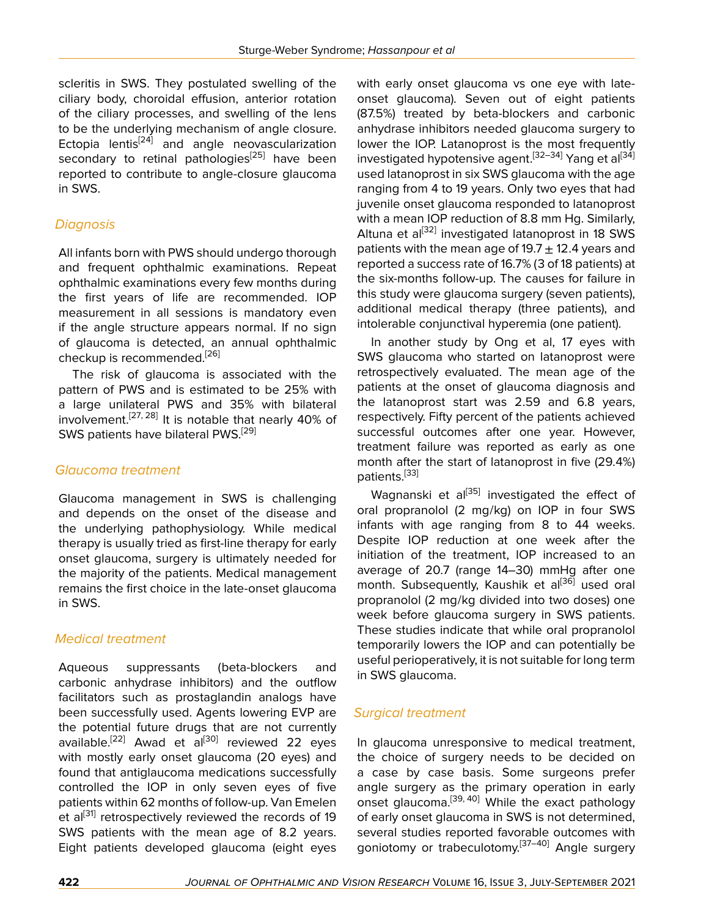scleritis in SWS. They postulated swelling of the ciliary body, choroidal effusion, anterior rotation of the ciliary processes, and swelling of the lens to be the underlying mechanism of angle closure. Ectopia lentis[24] and angle neovascularization secondary to retinal pathologies[25] have been reported to contribute to angle-closure glaucoma in SWS.

## Diagnosis

All infants born with PWS should undergo thorough and frequent ophthalmic examinations. Repeat ophthalmic examinations every few months during the first years of life are recommended. IOP measurement in all sessions is mandatory even if the angle structure appears normal. If no sign of glaucoma is detected, an annual ophthalmic checkup is recommended.[26]

The risk of glaucoma is associated with the pattern of PWS and is estimated to be 25% with a large unilateral PWS and 35% with bilateral involvement.[27, 28] It is notable that nearly 40% of SWS patients have bilateral PWS.[29]

## Glaucoma treatment

Glaucoma management in SWS is challenging and depends on the onset of the disease and the underlying pathophysiology. While medical therapy is usually tried as first-line therapy for early onset glaucoma, surgery is ultimately needed for the majority of the patients. Medical management remains the first choice in the late-onset glaucoma in SWS.

## Medical treatment

Aqueous suppressants (beta-blockers and carbonic anhydrase inhibitors) and the outflow facilitators such as prostaglandin analogs have been successfully used. Agents lowering EVP are the potential future drugs that are not currently available.[22] Awad et al[30] reviewed 22 eyes with mostly early onset glaucoma (20 eyes) and found that antiglaucoma medications successfully controlled the IOP in only seven eyes of five patients within 62 months of follow-up. Van Emelen et al[31] retrospectively reviewed the records of 19 SWS patients with the mean age of 8.2 years. Eight patients developed glaucoma (eight eyes with early onset glaucoma vs one eye with late-onset glaucoma). Seven out of eight patients (87.5%) treated by beta-blockers and carbonic anhydrase inhibitors needed glaucoma surgery to lower the IOP. Latanoprost is the most frequently investigated hypotensive agent.[32–34] Yang et al[34] used latanoprost in six SWS glaucoma with the age ranging from 4 to 19 years. Only two eyes that had juvenile onset glaucoma responded to latanoprost with a mean IOP reduction of 8.8 mm Hg. Similarly, Altuna et al[32] investigated latanoprost in 18 SWS patients with the mean age of 19.7 ± 12.4 years and reported a success rate of 16.7% (3 of 18 patients) at the six-months follow-up. The causes for failure in this study were glaucoma surgery (seven patients), additional medical therapy (three patients), and intolerable conjunctival hyperemia (one patient).

In another study by Ong et al, 17 eyes with SWS glaucoma who started on latanoprost were retrospectively evaluated. The mean age of the patients at the onset of glaucoma diagnosis and the latanoprost start was 2.59 and 6.8 years, respectively. Fifty percent of the patients achieved successful outcomes after one year. However, treatment failure was reported as early as one month after the start of latanoprost in five (29.4%) patients.[33]

Wagnanski et al[35] investigated the effect of oral propranolol (2 mg/kg) on IOP in four SWS infants with age ranging from 8 to 44 weeks. Despite IOP reduction at one week after the initiation of the treatment, IOP increased to an average of 20.7 (range 14–30) mmHg after one month. Subsequently, Kaushik et al[36] used oral propranolol (2 mg/kg divided into two doses) one week before glaucoma surgery in SWS patients. These studies indicate that while oral propranolol temporarily lowers the IOP and can potentially be useful perioperatively, it is not suitable for long term in SWS glaucoma.

## Surgical treatment

In glaucoma unresponsive to medical treatment, the choice of surgery needs to be decided on a case by case basis. Some surgeons prefer angle surgery as the primary operation in early onset glaucoma.[39, 40] While the exact pathology of early onset glaucoma in SWS is not determined, several studies reported favorable outcomes with goniotomy or trabeculotomy.[37–40] Angle surgery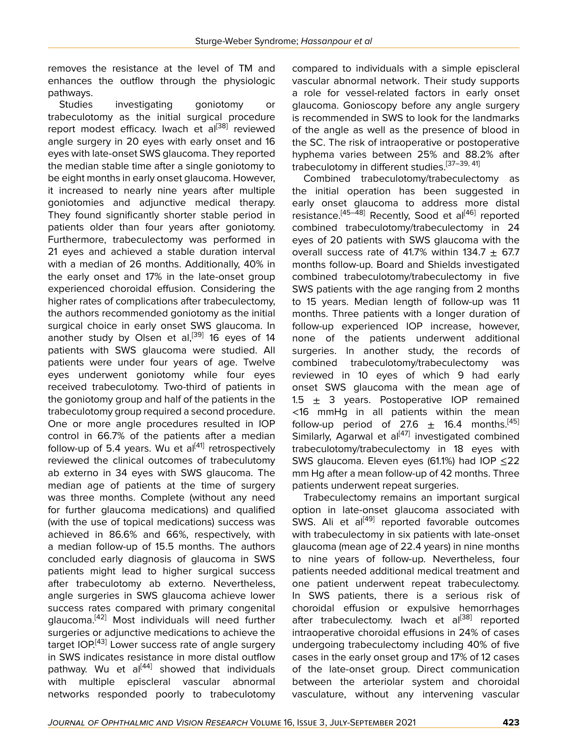removes the resistance at the level of TM and enhances the outflow through the physiologic pathways.

Studies investigating goniotomy or trabeculotomy as the initial surgical procedure report modest efficacy. Iwach et al[38] reviewed angle surgery in 20 eyes with early onset and 16 eyes with late-onset SWS glaucoma. They reported the median stable time after a single goniotomy to be eight months in early onset glaucoma. However, it increased to nearly nine years after multiple goniotomies and adjunctive medical therapy. They found significantly shorter stable period in patients older than four years after goniotomy. Furthermore, trabeculectomy was performed in 21 eyes and achieved a stable duration interval with a median of 26 months. Additionally, 40% in the early onset and 17% in the late-onset group experienced choroidal effusion. Considering the higher rates of complications after trabeculectomy, the authors recommended goniotomy as the initial surgical choice in early onset SWS glaucoma. In another study by Olsen et al,[39] 16 eyes of 14 patients with SWS glaucoma were studied. All patients were under four years of age. Twelve eyes underwent goniotomy while four eyes received trabeculotomy. Two-third of patients in the goniotomy group and half of the patients in the trabeculotomy group required a second procedure. One or more angle procedures resulted in IOP control in 66.7% of the patients after a median follow-up of 5.4 years. Wu et al[41] retrospectively reviewed the clinical outcomes of trabeculutomy ab externo in 34 eyes with SWS glaucoma. The median age of patients at the time of surgery was three months. Complete (without any need for further glaucoma medications) and qualified (with the use of topical medications) success was achieved in 86.6% and 66%, respectively, with a median follow-up of 15.5 months. The authors concluded early diagnosis of glaucoma in SWS patients might lead to higher surgical success after trabeculotomy ab externo. Nevertheless, angle surgeries in SWS glaucoma achieve lower success rates compared with primary congenital glaucoma.[42] Most individuals will need further surgeries or adjunctive medications to achieve the target IOP.[43] Lower success rate of angle surgery in SWS indicates resistance in more distal outflow pathway. Wu et al[44] showed that individuals with multiple episcleral vascular abnormal networks responded poorly to trabeculotomy compared to individuals with a simple episcleral vascular abnormal network. Their study supports a role for vessel-related factors in early onset glaucoma. Gonioscopy before any angle surgery is recommended in SWS to look for the landmarks of the angle as well as the presence of blood in the SC. The risk of intraoperative or postoperative hyphema varies between 25% and 88.2% after trabeculotomy in different studies.[37–39, 41]

Combined trabeculotomy/trabeculectomy as the initial operation has been suggested in early onset glaucoma to address more distal resistance.[45–48] Recently, Sood et al[46] reported combined trabeculotomy/trabeculectomy in 24 eyes of 20 patients with SWS glaucoma with the overall success rate of 41.7% within $134.7 \pm 67.7$ months follow-up. Board and Shields investigated combined trabeculotomy/trabeculectomy in five SWS patients with the age ranging from 2 months to 15 years. Median length of follow-up was 11 months. Three patients with a longer duration of follow-up experienced IOP increase, however, none of the patients underwent additional surgeries. In another study, the records of combined trabeculotomy/trabeculectomy was reviewed in 10 eyes of which 9 had early onset SWS glaucoma with the mean age of $1.5 \pm 3$ years. Postoperative IOP remained <16 mmHg in all patients within the mean follow-up period of $27.6 \pm 16.4$ months.[45] Similarly, Agarwal et al[47] investigated combined trabeculotomy/trabeculectomy in 18 eyes with SWS glaucoma. Eleven eyes (61.1%) had IOP ≤22 mm Hg after a mean follow-up of 42 months. Three patients underwent repeat surgeries.

Trabeculectomy remains an important surgical option in late-onset glaucoma associated with SWS. Ali et al[49] reported favorable outcomes with trabeculectomy in six patients with late-onset glaucoma (mean age of 22.4 years) in nine months to nine years of follow-up. Nevertheless, four patients needed additional medical treatment and one patient underwent repeat trabeculectomy. In SWS patients, there is a serious risk of choroidal effusion or expulsive hemorrhages after trabeculectomy. Iwach et al[38] reported intraoperative choroidal effusions in 24% of cases undergoing trabeculectomy including 40% of five cases in the early onset group and 17% of 12 cases of the late-onset group. Direct communication between the arteriolar system and choroidal vasculature, without any intervening vascular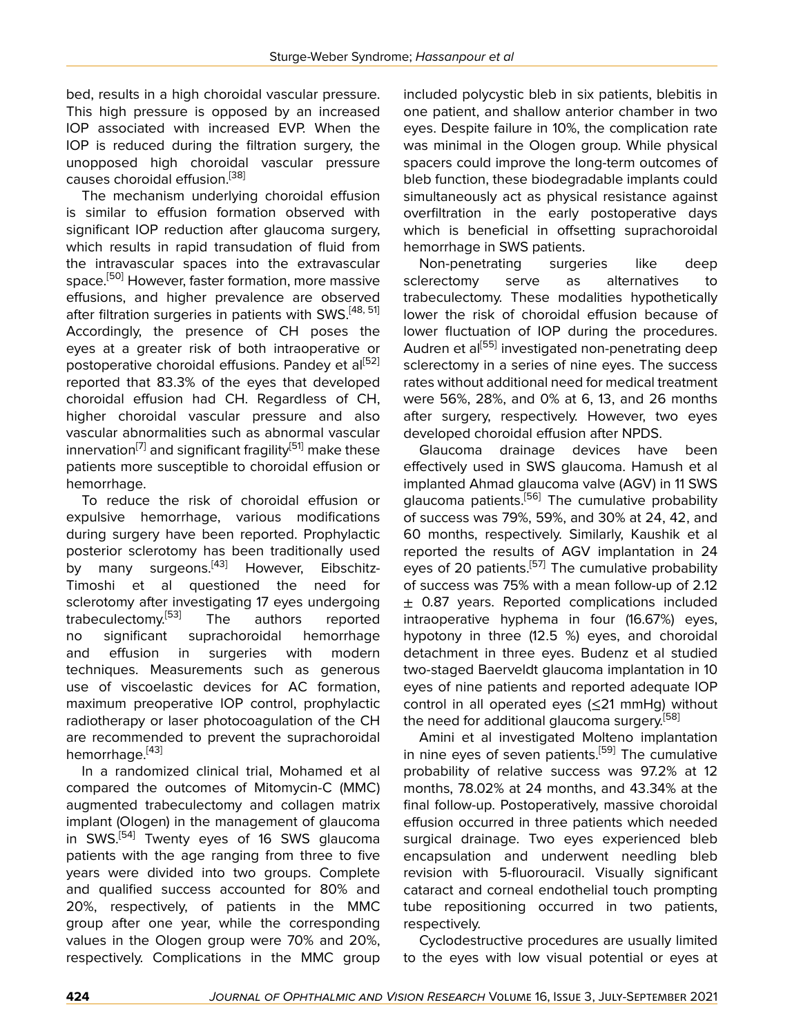bed, results in a high choroidal vascular pressure. This high pressure is opposed by an increased IOP associated with increased EVP. When the IOP is reduced during the filtration surgery, the unopposed high choroidal vascular pressure causes choroidal effusion.[38]

The mechanism underlying choroidal effusion is similar to effusion formation observed with significant IOP reduction after glaucoma surgery, which results in rapid transudation of fluid from the intravascular spaces into the extravascular space.[50] However, faster formation, more massive effusions, and higher prevalence are observed after filtration surgeries in patients with SWS.[48, 51] Accordingly, the presence of CH poses the eyes at a greater risk of both intraoperative or postoperative choroidal effusions. Pandey et al[52] reported that 83.3% of the eyes that developed choroidal effusion had CH. Regardless of CH, higher choroidal vascular pressure and also vascular abnormalities such as abnormal vascular innervation[7] and significant fragility[51] make these patients more susceptible to choroidal effusion or hemorrhage.

To reduce the risk of choroidal effusion or expulsive hemorrhage, various modifications during surgery have been reported. Prophylactic posterior sclerotomy has been traditionally used by many surgeons.[43] However, Eibschitz-Timoshi et al questioned the need for sclerotomy after investigating 17 eyes undergoing trabeculectomy.[53] The authors reported no significant suprachoroidal hemorrhage and effusion in surgeries with modern techniques. Measurements such as generous use of viscoelastic devices for AC formation, maximum preoperative IOP control, prophylactic radiotherapy or laser photocoagulation of the CH are recommended to prevent the suprachoroidal hemorrhage.[43]

In a randomized clinical trial, Mohamed et al compared the outcomes of Mitomycin-C (MMC) augmented trabeculectomy and collagen matrix implant (Ologen) in the management of glaucoma in SWS.[54] Twenty eyes of 16 SWS glaucoma patients with the age ranging from three to five years were divided into two groups. Complete and qualified success accounted for 80% and 20%, respectively, of patients in the MMC group after one year, while the corresponding values in the Ologen group were 70% and 20%, respectively. Complications in the MMC group included polycystic bleb in six patients, blebitis in one patient, and shallow anterior chamber in two eyes. Despite failure in 10%, the complication rate was minimal in the Ologen group. While physical spacers could improve the long-term outcomes of bleb function, these biodegradable implants could simultaneously act as physical resistance against overfiltration in the early postoperative days which is beneficial in offsetting suprachoroidal hemorrhage in SWS patients.

Non-penetrating surgeries like deep sclerectomy serve as alternatives to trabeculectomy. These modalities hypothetically lower the risk of choroidal effusion because of lower fluctuation of IOP during the procedures. Audren et al[55] investigated non-penetrating deep sclerectomy in a series of nine eyes. The success rates without additional need for medical treatment were 56%, 28%, and 0% at 6, 13, and 26 months after surgery, respectively. However, two eyes developed choroidal effusion after NPDS.

Glaucoma drainage devices have been effectively used in SWS glaucoma. Hamush et al implanted Ahmad glaucoma valve (AGV) in 11 SWS glaucoma patients.[56] The cumulative probability of success was 79%, 59%, and 30% at 24, 42, and 60 months, respectively. Similarly, Kaushik et al reported the results of AGV implantation in 24 eyes of 20 patients.[57] The cumulative probability of success was 75% with a mean follow-up of 2.12 $\pm$ 0.87 years. Reported complications included intraoperative hyphema in four (16.67%) eyes, hypotony in three (12.5 %) eyes, and choroidal detachment in three eyes. Budenz et al studied two-staged Baerveldt glaucoma implantation in 10 eyes of nine patients and reported adequate IOP control in all operated eyes ($\leq$21 mmHg) without the need for additional glaucoma surgery.[58]

Amini et al investigated Molteno implantation in nine eyes of seven patients.[59] The cumulative probability of relative success was 97.2% at 12 months, 78.02% at 24 months, and 43.34% at the final follow-up. Postoperatively, massive choroidal effusion occurred in three patients which needed surgical drainage. Two eyes experienced bleb encapsulation and underwent needling bleb revision with 5-fluorouracil. Visually significant cataract and corneal endothelial touch prompting tube repositioning occurred in two patients, respectively.

Cyclodestructive procedures are usually limited to the eyes with low visual potential or eyes at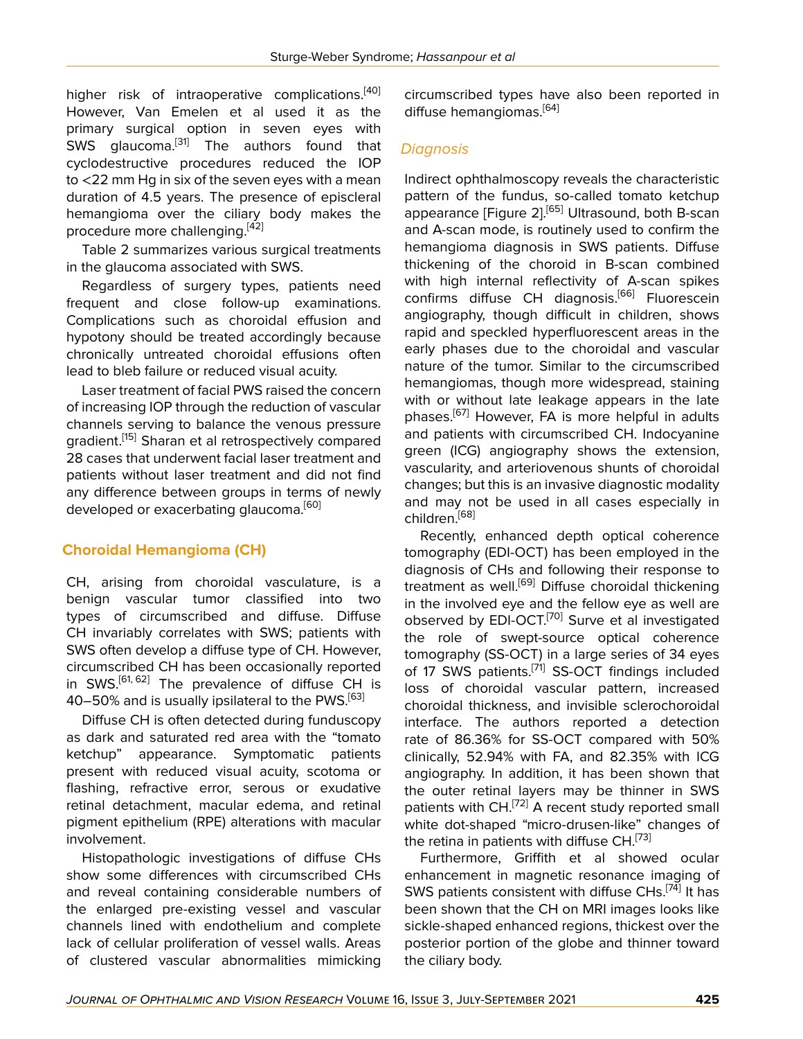higher risk of intraoperative complications.[40] However, Van Emelen et al used it as the primary surgical option in seven eyes with SWS glaucoma.[31] The authors found that cyclodestructive procedures reduced the IOP to <22 mm Hg in six of the seven eyes with a mean duration of 4.5 years. The presence of episcleral hemangioma over the ciliary body makes the procedure more challenging.[42]

Table 2 summarizes various surgical treatments in the glaucoma associated with SWS.

Regardless of surgery types, patients need frequent and close follow-up examinations. Complications such as choroidal effusion and hypotony should be treated accordingly because chronically untreated choroidal effusions often lead to bleb failure or reduced visual acuity.

Laser treatment of facial PWS raised the concern of increasing IOP through the reduction of vascular channels serving to balance the venous pressure gradient.[15] Sharan et al retrospectively compared 28 cases that underwent facial laser treatment and patients without laser treatment and did not find any difference between groups in terms of newly developed or exacerbating glaucoma.[60]

## Choroidal Hemangioma (CH)

CH, arising from choroidal vasculature, is a benign vascular tumor classified into two types of circumscribed and diffuse. Diffuse CH invariably correlates with SWS; patients with SWS often develop a diffuse type of CH. However, circumscribed CH has been occasionally reported in SWS.[61, 62] The prevalence of diffuse CH is 40–50% and is usually ipsilateral to the PWS.[63]

Diffuse CH is often detected during funduscopy as dark and saturated red area with the "tomato ketchup" appearance. Symptomatic patients present with reduced visual acuity, scotoma or flashing, refractive error, serous or exudative retinal detachment, macular edema, and retinal pigment epithelium (RPE) alterations with macular involvement.

Histopathologic investigations of diffuse CHs show some differences with circumscribed CHs and reveal containing considerable numbers of the enlarged pre-existing vessel and vascular channels lined with endothelium and complete lack of cellular proliferation of vessel walls. Areas of clustered vascular abnormalities mimicking circumscribed types have also been reported in diffuse hemangiomas.[64]

### Diagnosis

Indirect ophthalmoscopy reveals the characteristic pattern of the fundus, so-called tomato ketchup appearance [Figure 2].[65] Ultrasound, both B-scan and A-scan mode, is routinely used to confirm the hemangioma diagnosis in SWS patients. Diffuse thickening of the choroid in B-scan combined with high internal reflectivity of A-scan spikes confirms diffuse CH diagnosis.[66] Fluorescein angiography, though difficult in children, shows rapid and speckled hyperfluorescent areas in the early phases due to the choroidal and vascular nature of the tumor. Similar to the circumscribed hemangiomas, though more widespread, staining with or without late leakage appears in the late phases.[67] However, FA is more helpful in adults and patients with circumscribed CH. Indocyanine green (ICG) angiography shows the extension, vascularity, and arteriovenous shunts of choroidal changes; but this is an invasive diagnostic modality and may not be used in all cases especially in children.[68]

Recently, enhanced depth optical coherence tomography (EDI-OCT) has been employed in the diagnosis of CHs and following their response to treatment as well.[69] Diffuse choroidal thickening in the involved eye and the fellow eye as well are observed by EDI-OCT.[70] Surve et al investigated the role of swept-source optical coherence tomography (SS-OCT) in a large series of 34 eyes of 17 SWS patients.[71] SS-OCT findings included loss of choroidal vascular pattern, increased choroidal thickness, and invisible sclerochoroidal interface. The authors reported a detection rate of 86.36% for SS-OCT compared with 50% clinically, 52.94% with FA, and 82.35% with ICG angiography. In addition, it has been shown that the outer retinal layers may be thinner in SWS patients with CH.[72] A recent study reported small white dot-shaped "micro-drusen-like" changes of the retina in patients with diffuse CH.[73]

Furthermore, Griffith et al showed ocular enhancement in magnetic resonance imaging of SWS patients consistent with diffuse CHs.[74] It has been shown that the CH on MRI images looks like sickle-shaped enhanced regions, thickest over the posterior portion of the globe and thinner toward the ciliary body.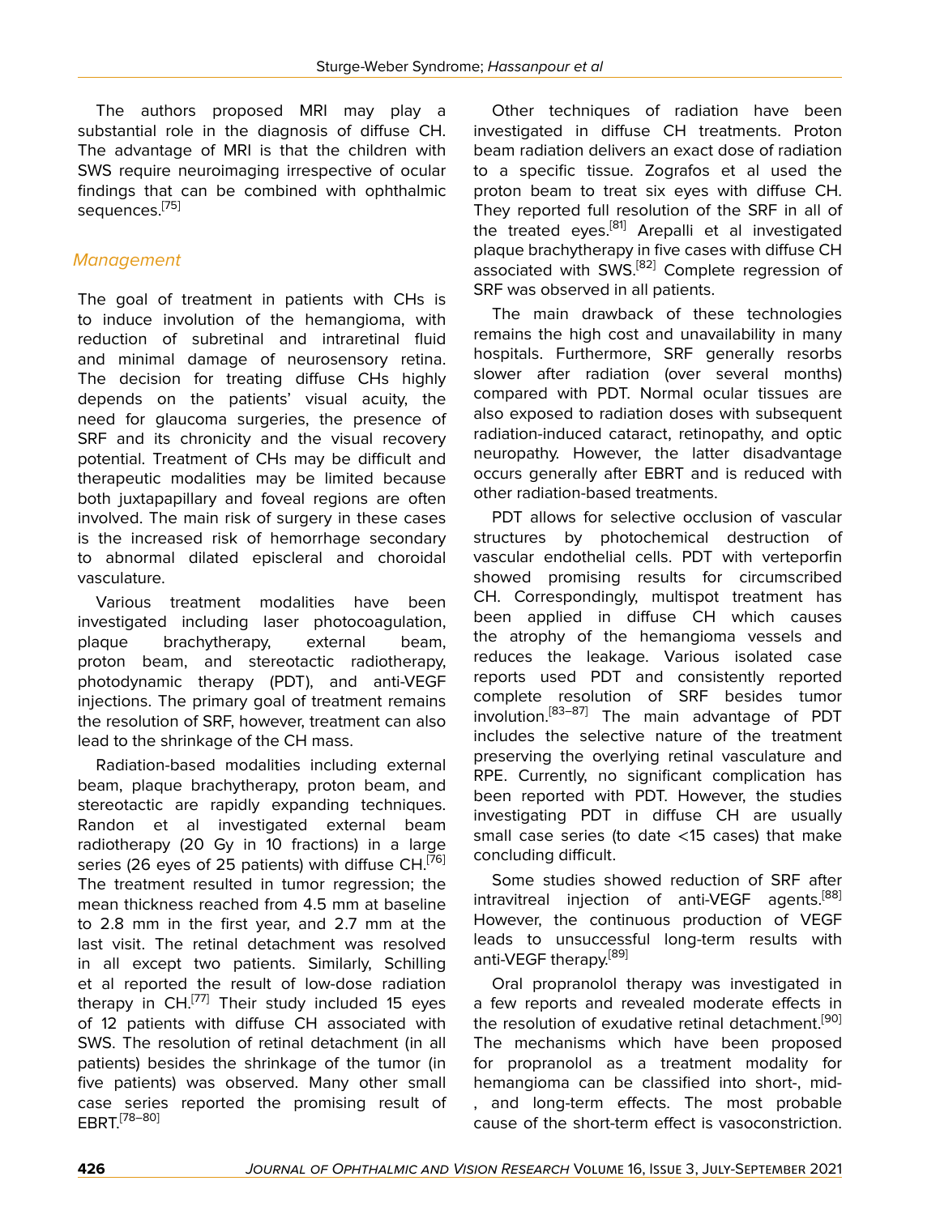The authors proposed MRI may play a substantial role in the diagnosis of diffuse CH. The advantage of MRI is that the children with SWS require neuroimaging irrespective of ocular findings that can be combined with ophthalmic sequences.[75]

## *Management*

The goal of treatment in patients with CHs is to induce involution of the hemangioma, with reduction of subretinal and intraretinal fluid and minimal damage of neurosensory retina. The decision for treating diffuse CHs highly depends on the patients' visual acuity, the need for glaucoma surgeries, the presence of SRF and its chronicity and the visual recovery potential. Treatment of CHs may be difficult and therapeutic modalities may be limited because both juxtapapillary and foveal regions are often involved. The main risk of surgery in these cases is the increased risk of hemorrhage secondary to abnormal dilated episcleral and choroidal vasculature.

Various treatment modalities have been investigated including laser photocoagulation, plaque brachytherapy, external beam, proton beam, and stereotactic radiotherapy, photodynamic therapy (PDT), and anti-VEGF injections. The primary goal of treatment remains the resolution of SRF, however, treatment can also lead to the shrinkage of the CH mass.

Radiation-based modalities including external beam, plaque brachytherapy, proton beam, and stereotactic are rapidly expanding techniques. Randon et al investigated external beam radiotherapy (20 Gy in 10 fractions) in a large series (26 eyes of 25 patients) with diffuse CH.[76] The treatment resulted in tumor regression; the mean thickness reached from 4.5 mm at baseline to 2.8 mm in the first year, and 2.7 mm at the last visit. The retinal detachment was resolved in all except two patients. Similarly, Schilling et al reported the result of low-dose radiation therapy in CH.[77] Their study included 15 eyes of 12 patients with diffuse CH associated with SWS. The resolution of retinal detachment (in all patients) besides the shrinkage of the tumor (in five patients) was observed. Many other small case series reported the promising result of EBRT.[78–80]

Other techniques of radiation have been investigated in diffuse CH treatments. Proton beam radiation delivers an exact dose of radiation to a specific tissue. Zografos et al used the proton beam to treat six eyes with diffuse CH. They reported full resolution of the SRF in all of the treated eyes.[81] Arepalli et al investigated plaque brachytherapy in five cases with diffuse CH associated with SWS.[82] Complete regression of SRF was observed in all patients.

The main drawback of these technologies remains the high cost and unavailability in many hospitals. Furthermore, SRF generally resorbs slower after radiation (over several months) compared with PDT. Normal ocular tissues are also exposed to radiation doses with subsequent radiation-induced cataract, retinopathy, and optic neuropathy. However, the latter disadvantage occurs generally after EBRT and is reduced with other radiation-based treatments.

PDT allows for selective occlusion of vascular structures by photochemical destruction of vascular endothelial cells. PDT with verteporfin showed promising results for circumscribed CH. Correspondingly, multispot treatment has been applied in diffuse CH which causes the atrophy of the hemangioma vessels and reduces the leakage. Various isolated case reports used PDT and consistently reported complete resolution of SRF besides tumor involution.[83–87] The main advantage of PDT includes the selective nature of the treatment preserving the overlying retinal vasculature and RPE. Currently, no significant complication has been reported with PDT. However, the studies investigating PDT in diffuse CH are usually small case series (to date <15 cases) that make concluding difficult.

Some studies showed reduction of SRF after intravitreal injection of anti-VEGF agents.[88] However, the continuous production of VEGF leads to unsuccessful long-term results with anti-VEGF therapy.[89]

Oral propranolol therapy was investigated in a few reports and revealed moderate effects in the resolution of exudative retinal detachment.[90] The mechanisms which have been proposed for propranolol as a treatment modality for hemangioma can be classified into short-, mid-, and long-term effects. The most probable cause of the short-term effect is vasoconstriction.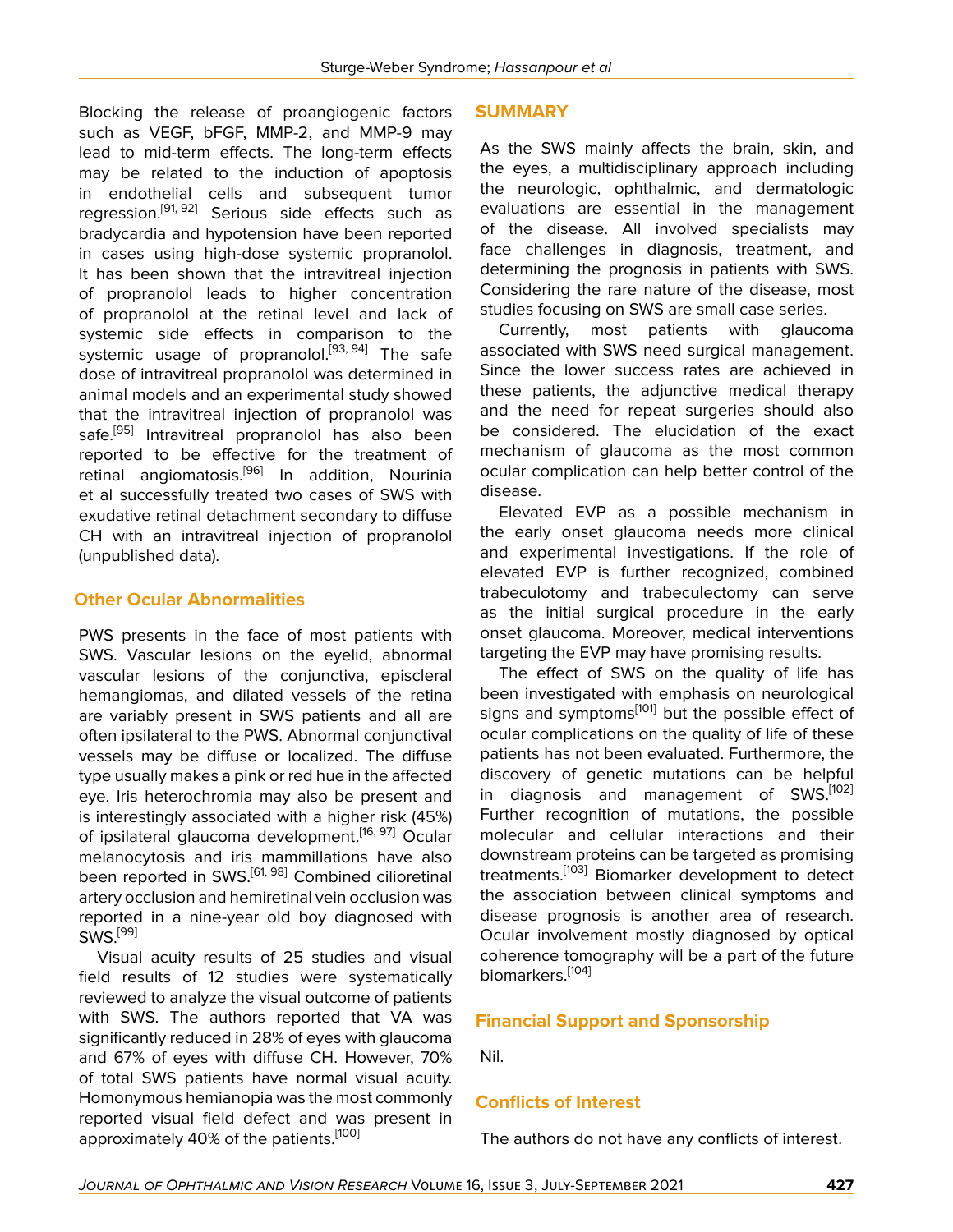Blocking the release of proangiogenic factors such as VEGF, bFGF, MMP-2, and MMP-9 may lead to mid-term effects. The long-term effects may be related to the induction of apoptosis in endothelial cells and subsequent tumor regression.[91, 92] Serious side effects such as bradycardia and hypotension have been reported in cases using high-dose systemic propranolol. It has been shown that the intravitreal injection of propranolol leads to higher concentration of propranolol at the retinal level and lack of systemic side effects in comparison to the systemic usage of propranolol.[93, 94] The safe dose of intravitreal propranolol was determined in animal models and an experimental study showed that the intravitreal injection of propranolol was safe.[95] Intravitreal propranolol has also been reported to be effective for the treatment of retinal angiomatosis.[96] In addition, Nourinia et al successfully treated two cases of SWS with exudative retinal detachment secondary to diffuse CH with an intravitreal injection of propranolol (unpublished data).

## Other Ocular Abnormalities

PWS presents in the face of most patients with SWS. Vascular lesions on the eyelid, abnormal vascular lesions of the conjunctiva, episcleral hemangiomas, and dilated vessels of the retina are variably present in SWS patients and all are often ipsilateral to the PWS. Abnormal conjunctival vessels may be diffuse or localized. The diffuse type usually makes a pink or red hue in the affected eye. Iris heterochromia may also be present and is interestingly associated with a higher risk (45%) of ipsilateral glaucoma development.[16, 97] Ocular melanocytosis and iris mammillations have also been reported in SWS.[61, 98] Combined cilioretinal artery occlusion and hemiretinal vein occlusion was reported in a nine-year old boy diagnosed with SWS.[99]

Visual acuity results of 25 studies and visual field results of 12 studies were systematically reviewed to analyze the visual outcome of patients with SWS. The authors reported that VA was significantly reduced in 28% of eyes with glaucoma and 67% of eyes with diffuse CH. However, 70% of total SWS patients have normal visual acuity. Homonymous hemianopia was the most commonly reported visual field defect and was present in approximately 40% of the patients.[100]

## SUMMARY

As the SWS mainly affects the brain, skin, and the eyes, a multidisciplinary approach including the neurologic, ophthalmic, and dermatologic evaluations are essential in the management of the disease. All involved specialists may face challenges in diagnosis, treatment, and determining the prognosis in patients with SWS. Considering the rare nature of the disease, most studies focusing on SWS are small case series.

Currently, most patients with glaucoma associated with SWS need surgical management. Since the lower success rates are achieved in these patients, the adjunctive medical therapy and the need for repeat surgeries should also be considered. The elucidation of the exact mechanism of glaucoma as the most common ocular complication can help better control of the disease.

Elevated EVP as a possible mechanism in the early onset glaucoma needs more clinical and experimental investigations. If the role of elevated EVP is further recognized, combined trabeculotomy and trabeculectomy can serve as the initial surgical procedure in the early onset glaucoma. Moreover, medical interventions targeting the EVP may have promising results.

The effect of SWS on the quality of life has been investigated with emphasis on neurological signs and symptoms[101] but the possible effect of ocular complications on the quality of life of these patients has not been evaluated. Furthermore, the discovery of genetic mutations can be helpful in diagnosis and management of SWS.[102] Further recognition of mutations, the possible molecular and cellular interactions and their downstream proteins can be targeted as promising treatments.[103] Biomarker development to detect the association between clinical symptoms and disease prognosis is another area of research. Ocular involvement mostly diagnosed by optical coherence tomography will be a part of the future biomarkers.[104]

## Financial Support and Sponsorship

Nil.

## Conflicts of Interest

The authors do not have any conflicts of interest.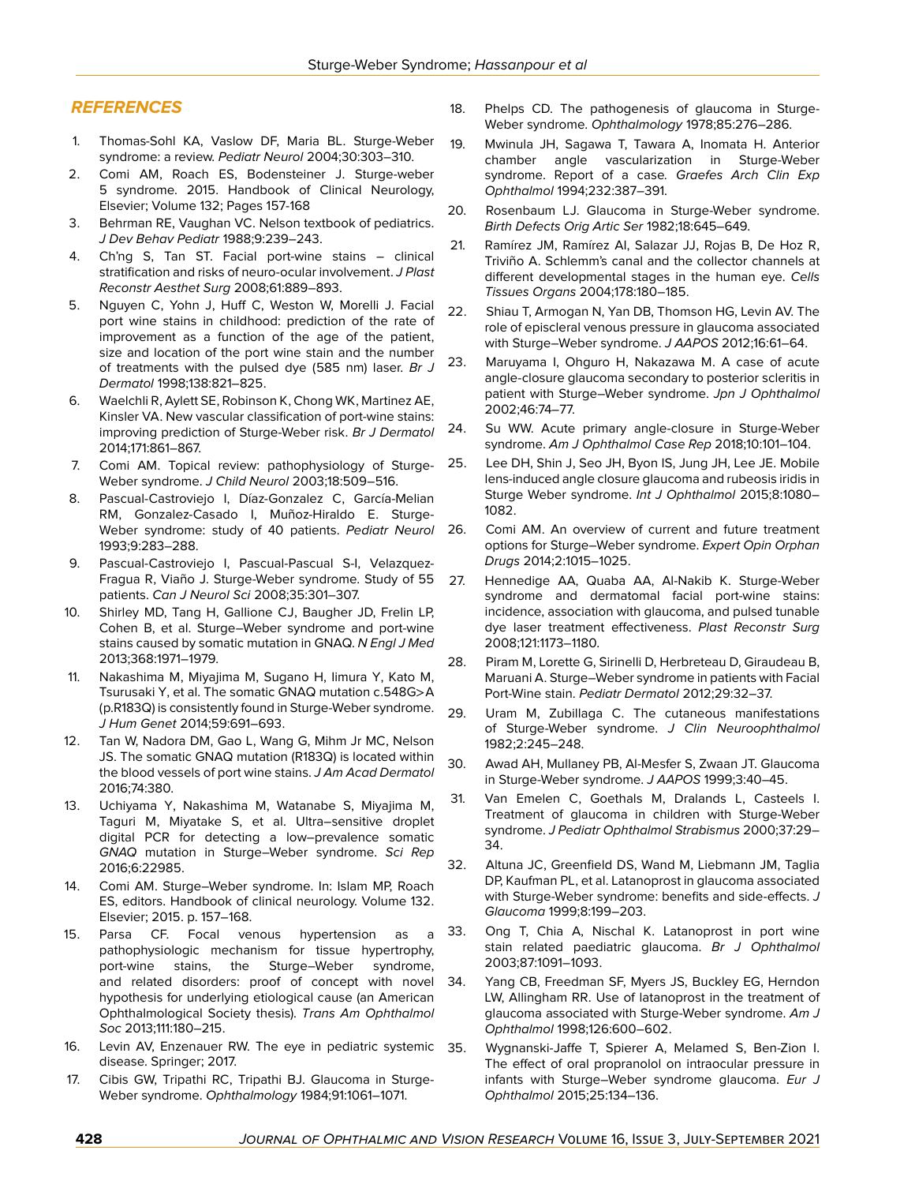## REFERENCES

1. Thomas-Sohl KA, Vaslow DF, Maria BL. Sturge-Weber syndrome: a review. *Pediatr Neurol* 2004;30:303–310.
2. Comi AM, Roach ES, Bodensteiner J. Sturge-weber 5 syndrome. 2015. Handbook of Clinical Neurology, Elsevier; Volume 132; Pages 157-168
3. Behrman RE, Vaughan VC. Nelson textbook of pediatrics. *J Dev Behav Pediatr* 1988;9:239–243.
4. Ch'ng S, Tan ST. Facial port-wine stains – clinical stratification and risks of neuro-ocular involvement. *J Plast Reconstr Aesthet Surg* 2008;61:889–893.
5. Nguyen C, Yohn J, Huff C, Weston W, Morelli J. Facial port wine stains in childhood: prediction of the rate of improvement as a function of the age of the patient, size and location of the port wine stain and the number of treatments with the pulsed dye (585 nm) laser. *Br J Dermatol* 1998;138:821–825.
6. Waelchli R, Aylett SE, Robinson K, Chong WK, Martinez AE, Kinsler VA. New vascular classification of port-wine stains: improving prediction of Sturge-Weber risk. *Br J Dermatol* 2014;171:861–867.
7. Comi AM. Topical review: pathophysiology of Sturge-Weber syndrome. *J Child Neurol* 2003;18:509–516.
8. Pascual-Castroviejo I, Díaz-Gonzalez C, García-Melian RM, Gonzalez-Casado I, Muñoz-Hiraldo E. Sturge-Weber syndrome: study of 40 patients. *Pediatr Neurol* 1993;9:283–288.
9. Pascual-Castroviejo I, Pascual-Pascual S-I, Velazquez-Fragua R, Viaño J. Sturge-Weber syndrome. Study of 55 patients. *Can J Neurol Sci* 2008;35:301–307.
10. Shirley MD, Tang H, Gallione CJ, Baugher JD, Frelin LP, Cohen B, et al. Sturge–Weber syndrome and port-wine stains caused by somatic mutation in GNAQ. *N Engl J Med* 2013;368:1971–1979.
11. Nakashima M, Miyajima M, Sugano H, Iimura Y, Kato M, Tsurusaki Y, et al. The somatic GNAQ mutation c.548G>A (p.R183Q) is consistently found in Sturge-Weber syndrome. *J Hum Genet* 2014;59:691–693.
12. Tan W, Nadora DM, Gao L, Wang G, Mihm Jr MC, Nelson JS. The somatic GNAQ mutation (R183Q) is located within the blood vessels of port wine stains. *J Am Acad Dermatol* 2016;74:380.
13. Uchiyama Y, Nakashima M, Watanabe S, Miyajima M, Taguri M, Miyatake S, et al. Ultra–sensitive droplet digital PCR for detecting a low–prevalence somatic *GNAQ* mutation in Sturge–Weber syndrome. *Sci Rep* 2016;6:22985.
14. Comi AM. Sturge–Weber syndrome. In: Islam MP, Roach ES, editors. Handbook of clinical neurology. Volume 132. Elsevier; 2015. p. 157–168.
15. Parsa CF. Focal venous hypertension as a pathophysiologic mechanism for tissue hypertrophy, port-wine stains, the Sturge–Weber syndrome, and related disorders: proof of concept with novel hypothesis for underlying etiological cause (an American Ophthalmological Society thesis). *Trans Am Ophthalmol Soc* 2013;111:180–215.
16. Levin AV, Enzenauer RW. The eye in pediatric systemic disease. Springer; 2017.
17. Cibis GW, Tripathi RC, Tripathi BJ. Glaucoma in Sturge-Weber syndrome. *Ophthalmology* 1984;91:1061–1071.
18. Phelps CD. The pathogenesis of glaucoma in Sturge-Weber syndrome. *Ophthalmology* 1978;85:276–286.
19. Mwinula JH, Sagawa T, Tawara A, Inomata H. Anterior chamber angle vascularization in Sturge-Weber syndrome. Report of a case. *Graefes Arch Clin Exp Ophthalmol* 1994;232:387–391.
20. Rosenbaum LJ. Glaucoma in Sturge-Weber syndrome. *Birth Defects Orig Artic Ser* 1982;18:645–649.
21. Ramírez JM, Ramírez AI, Salazar JJ, Rojas B, De Hoz R, Triviño A. Schlemm's canal and the collector channels at different developmental stages in the human eye. *Cells Tissues Organs* 2004;178:180–185.
22. Shiau T, Armogan N, Yan DB, Thomson HG, Levin AV. The role of episcleral venous pressure in glaucoma associated with Sturge–Weber syndrome. *J AAPOS* 2012;16:61–64.
23. Maruyama I, Ohguro H, Nakazawa M. A case of acute angle-closure glaucoma secondary to posterior scleritis in patient with Sturge–Weber syndrome. *Jpn J Ophthalmol* 2002;46:74–77.
24. Su WW. Acute primary angle-closure in Sturge-Weber syndrome. *Am J Ophthalmol Case Rep* 2018;10:101–104.
25. Lee DH, Shin J, Seo JH, Byon IS, Jung JH, Lee JE. Mobile lens-induced angle closure glaucoma and rubeosis iridis in Sturge Weber syndrome. *Int J Ophthalmol* 2015;8:1080–1082.
26. Comi AM. An overview of current and future treatment options for Sturge–Weber syndrome. *Expert Opin Orphan Drugs* 2014;2:1015–1025.
27. Hennedige AA, Quaba AA, Al-Nakib K. Sturge-Weber syndrome and dermatomal facial port-wine stains: incidence, association with glaucoma, and pulsed tunable dye laser treatment effectiveness. *Plast Reconstr Surg* 2008;121:1173–1180.
28. Piram M, Lorette G, Sirinelli D, Herbreteau D, Giraudeau B, Maruani A. Sturge–Weber syndrome in patients with Facial Port-Wine stain. *Pediatr Dermatol* 2012;29:32–37.
29. Uram M, Zubillaga C. The cutaneous manifestations of Sturge-Weber syndrome. *J Clin Neuroophthalmol* 1982;2:245–248.
30. Awad AH, Mullaney PB, Al-Mesfer S, Zwaan JT. Glaucoma in Sturge-Weber syndrome. *J AAPOS* 1999;3:40–45.
31. Van Emelen C, Goethals M, Dralands L, Casteels I. Treatment of glaucoma in children with Sturge-Weber syndrome. *J Pediatr Ophthalmol Strabismus* 2000;37:29–34.
32. Altuna JC, Greenfield DS, Wand M, Liebmann JM, Taglia DP, Kaufman PL, et al. Latanoprost in glaucoma associated with Sturge-Weber syndrome: benefits and side-effects. *J Glaucoma* 1999;8:199–203.
33. Ong T, Chia A, Nischal K. Latanoprost in port wine stain related paediatric glaucoma. *Br J Ophthalmol* 2003;87:1091–1093.
34. Yang CB, Freedman SF, Myers JS, Buckley EG, Herndon LW, Allingham RR. Use of latanoprost in the treatment of glaucoma associated with Sturge-Weber syndrome. *Am J Ophthalmol* 1998;126:600–602.
35. Wygnanski-Jaffe T, Spierer A, Melamed S, Ben-Zion I. The effect of oral propranolol on intraocular pressure in infants with Sturge–Weber syndrome glaucoma. *Eur J Ophthalmol* 2015;25:134–136.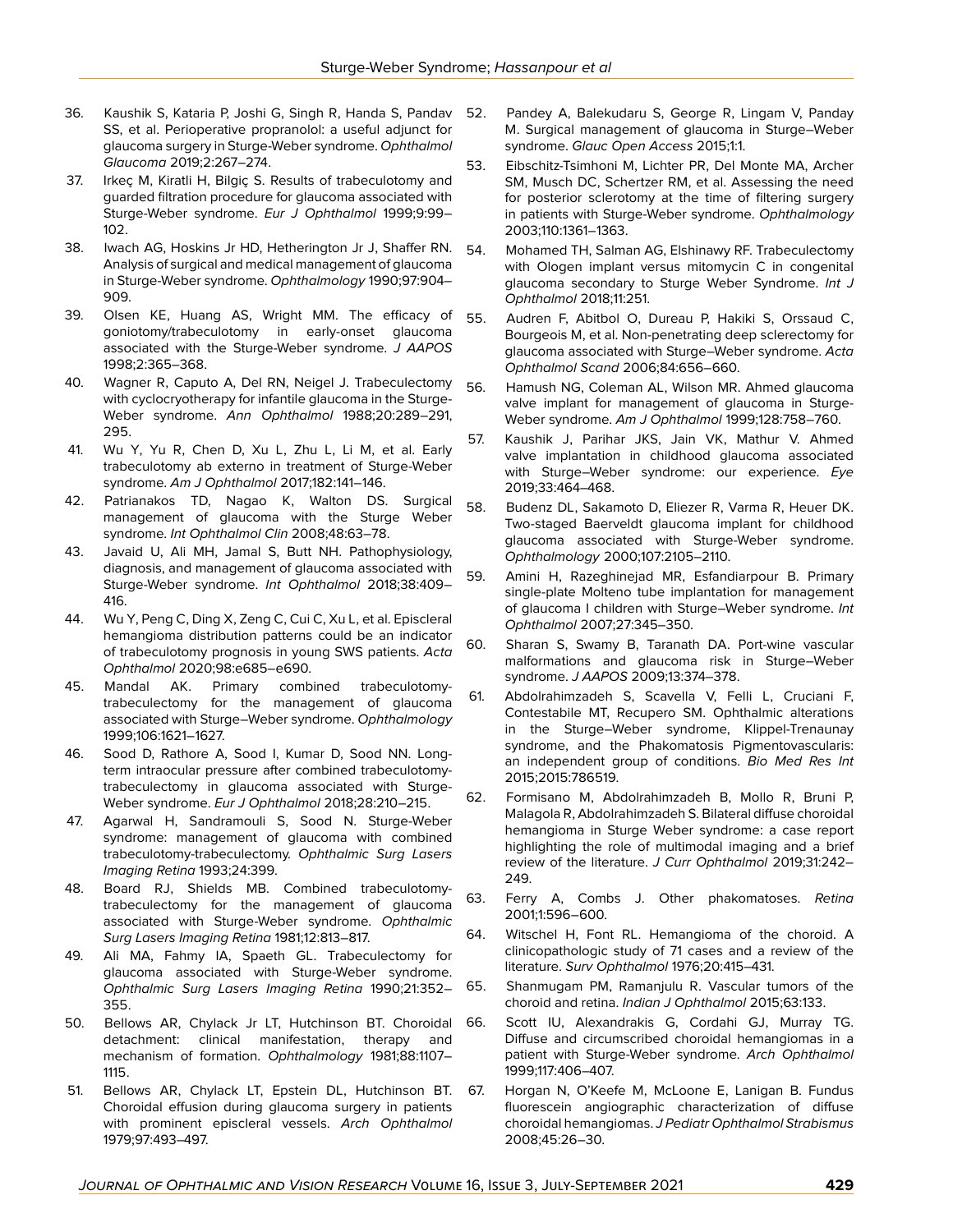36. Kaushik S, Kataria P, Joshi G, Singh R, Handa S, Pandav SS, et al. Perioperative propranolol: a useful adjunct for glaucoma surgery in Sturge-Weber syndrome. *Ophthalmol Glaucoma* 2019;2:267–274.
37. Irkeç M, Kiratli H, Bilgiç S. Results of trabeculotomy and guarded filtration procedure for glaucoma associated with Sturge-Weber syndrome. *Eur J Ophthalmol* 1999;9:99–102.
38. Iwach AG, Hoskins Jr HD, Hetherington Jr J, Shaffer RN. Analysis of surgical and medical management of glaucoma in Sturge-Weber syndrome. *Ophthalmology* 1990;97:904–909.
39. Olsen KE, Huang AS, Wright MM. The efficacy of goniotomy/trabeculotomy in early-onset glaucoma associated with the Sturge-Weber syndrome. *J AAPOS* 1998;2:365–368.
40. Wagner R, Caputo A, Del RN, Neigel J. Trabeculectomy with cyclocryotherapy for infantile glaucoma in the Sturge-Weber syndrome. *Ann Ophthalmol* 1988;20:289–291, 295.
41. Wu Y, Yu R, Chen D, Xu L, Zhu L, Li M, et al. Early trabeculotomy ab externo in treatment of Sturge-Weber syndrome. *Am J Ophthalmol* 2017;182:141–146.
42. Patrianakos TD, Nagao K, Walton DS. Surgical management of glaucoma with the Sturge Weber syndrome. *Int Ophthalmol Clin* 2008;48:63–78.
43. Javaid U, Ali MH, Jamal S, Butt NH. Pathophysiology, diagnosis, and management of glaucoma associated with Sturge-Weber syndrome. *Int Ophthalmol* 2018;38:409–416.
44. Wu Y, Peng C, Ding X, Zeng C, Cui C, Xu L, et al. Episcleral hemangioma distribution patterns could be an indicator of trabeculotomy prognosis in young SWS patients. *Acta Ophthalmol* 2020;98:e685–e690.
45. Mandal AK. Primary combined trabeculotomy-trabeculectomy for the management of glaucoma associated with Sturge–Weber syndrome. *Ophthalmology* 1999;106:1621–1627.
46. Sood D, Rathore A, Sood I, Kumar D, Sood NN. Long-term intraocular pressure after combined trabeculotomy-trabeculectomy in glaucoma associated with Sturge-Weber syndrome. *Eur J Ophthalmol* 2018;28:210–215.
47. Agarwal H, Sandramouli S, Sood N. Sturge-Weber syndrome: management of glaucoma with combined trabeculotomy-trabeculectomy. *Ophthalmic Surg Lasers Imaging Retina* 1993;24:399.
48. Board RJ, Shields MB. Combined trabeculotomy-trabeculectomy for the management of glaucoma associated with Sturge-Weber syndrome. *Ophthalmic Surg Lasers Imaging Retina* 1981;12:813–817.
49. Ali MA, Fahmy IA, Spaeth GL. Trabeculectomy for glaucoma associated with Sturge-Weber syndrome. *Ophthalmic Surg Lasers Imaging Retina* 1990;21:352–355.
50. Bellows AR, Chylack Jr LT, Hutchinson BT. Choroidal detachment: clinical manifestation, therapy and mechanism of formation. *Ophthalmology* 1981;88:1107–1115.
51. Bellows AR, Chylack LT, Epstein DL, Hutchinson BT. Choroidal effusion during glaucoma surgery in patients with prominent episcleral vessels. *Arch Ophthalmol* 1979;97:493–497.
52. Pandey A, Balekudaru S, George R, Lingam V, Panday M. Surgical management of glaucoma in Sturge–Weber syndrome. *Glauc Open Access* 2015;1:1.
53. Eibschitz-Tsimhoni M, Lichter PR, Del Monte MA, Archer SM, Musch DC, Schertzer RM, et al. Assessing the need for posterior sclerotomy at the time of filtering surgery in patients with Sturge-Weber syndrome. *Ophthalmology* 2003;110:1361–1363.
54. Mohamed TH, Salman AG, Elshinawy RF. Trabeculectomy with Ologen implant versus mitomycin C in congenital glaucoma secondary to Sturge Weber Syndrome. *Int J Ophthalmol* 2018;11:251.
55. Audren F, Abitbol O, Dureau P, Hakiki S, Orssaud C, Bourgeois M, et al. Non-penetrating deep sclerectomy for glaucoma associated with Sturge–Weber syndrome. *Acta Ophthalmol Scand* 2006;84:656–660.
56. Hamush NG, Coleman AL, Wilson MR. Ahmed glaucoma valve implant for management of glaucoma in Sturge-Weber syndrome. *Am J Ophthalmol* 1999;128:758–760.
57. Kaushik J, Parihar JKS, Jain VK, Mathur V. Ahmed valve implantation in childhood glaucoma associated with Sturge–Weber syndrome: our experience. *Eye* 2019;33:464–468.
58. Budenz DL, Sakamoto D, Eliezer R, Varma R, Heuer DK. Two-staged Baerveldt glaucoma implant for childhood glaucoma associated with Sturge-Weber syndrome. *Ophthalmology* 2000;107:2105–2110.
59. Amini H, Razeghinejad MR, Esfandiarpour B. Primary single-plate Molteno tube implantation for management of glaucoma I children with Sturge–Weber syndrome. *Int Ophthalmol* 2007;27:345–350.
60. Sharan S, Swamy B, Taranath DA. Port-wine vascular malformations and glaucoma risk in Sturge–Weber syndrome. *J AAPOS* 2009;13:374–378.
61. Abdolrahimzadeh S, Scavella V, Felli L, Cruciani F, Contestabile MT, Recupero SM. Ophthalmic alterations in the Sturge–Weber syndrome, Klippel-Trenaunay syndrome, and the Phakomatosis Pigmentovascularis: an independent group of conditions. *Bio Med Res Int* 2015;2015:786519.
62. Formisano M, Abdolrahimzadeh B, Mollo R, Bruni P, Malagola R, Abdolrahimzadeh S. Bilateral diffuse choroidal hemangioma in Sturge Weber syndrome: a case report highlighting the role of multimodal imaging and a brief review of the literature. *J Curr Ophthalmol* 2019;31:242–249.
63. Ferry A, Combs J. Other phakomatoses. *Retina* 2001;1:596–600.
64. Witschel H, Font RL. Hemangioma of the choroid. A clinicopathologic study of 71 cases and a review of the literature. *Surv Ophthalmol* 1976;20:415–431.
65. Shanmugam PM, Ramanjulu R. Vascular tumors of the choroid and retina. *Indian J Ophthalmol* 2015;63:133.
66. Scott IU, Alexandrakis G, Cordahi GJ, Murray TG. Diffuse and circumscribed choroidal hemangiomas in a patient with Sturge-Weber syndrome. *Arch Ophthalmol* 1999;117:406–407.
67. Horgan N, O'Keefe M, McLoone E, Lanigan B. Fundus fluorescein angiographic characterization of diffuse choroidal hemangiomas. *J Pediatr Ophthalmol Strabismus* 2008;45:26–30.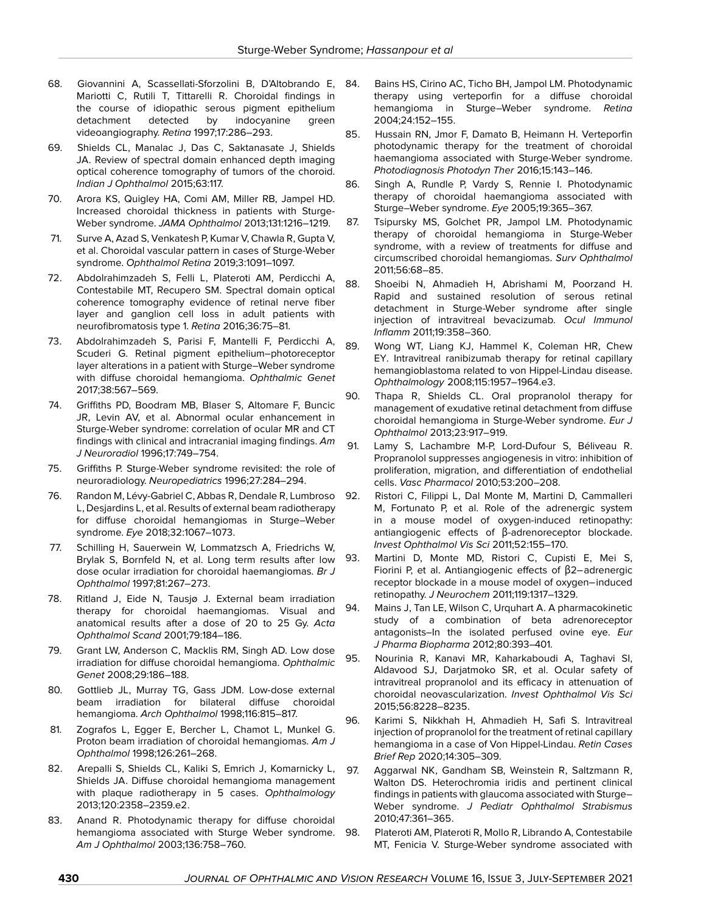68. Giovannini A, Scassellati-Sforzolini B, D'Altobrando E, Mariotti C, Rutili T, Tittarelli R. Choroidal findings in the course of idiopathic serous pigment epithelium detachment detected by indocyanine green videoangiography. *Retina* 1997;17:286–293.

69. Shields CL, Manalac J, Das C, Saktanasate J, Shields JA. Review of spectral domain enhanced depth imaging optical coherence tomography of tumors of the choroid. *Indian J Ophthalmol* 2015;63:117.

70. Arora KS, Quigley HA, Comi AM, Miller RB, Jampel HD. Increased choroidal thickness in patients with Sturge-Weber syndrome. *JAMA Ophthalmol* 2013;131:1216–1219.

71. Surve A, Azad S, Venkatesh P, Kumar V, Chawla R, Gupta V, et al. Choroidal vascular pattern in cases of Sturge-Weber syndrome. *Ophthalmol Retina* 2019;3:1091–1097.

72. Abdolrahimzadeh S, Felli L, Plateroti AM, Perdicchi A, Contestabile MT, Recupero SM. Spectral domain optical coherence tomography evidence of retinal nerve fiber layer and ganglion cell loss in adult patients with neurofibromatosis type 1. *Retina* 2016;36:75–81.

73. Abdolrahimzadeh S, Parisi F, Mantelli F, Perdicchi A, Scuderi G. Retinal pigment epithelium–photoreceptor layer alterations in a patient with Sturge–Weber syndrome with diffuse choroidal hemangioma. *Ophthalmic Genet* 2017;38:567–569.

74. Griffiths PD, Boodram MB, Blaser S, Altomare F, Buncic JR, Levin AV, et al. Abnormal ocular enhancement in Sturge-Weber syndrome: correlation of ocular MR and CT findings with clinical and intracranial imaging findings. *Am J Neuroradiol* 1996;17:749–754.

75. Griffiths P. Sturge-Weber syndrome revisited: the role of neuroradiology. *Neuropediatrics* 1996;27:284–294.

76. Randon M, Lévy-Gabriel C, Abbas R, Dendale R, Lumbroso L, Desjardins L, et al. Results of external beam radiotherapy for diffuse choroidal hemangiomas in Sturge–Weber syndrome. *Eye* 2018;32:1067–1073.

77. Schilling H, Sauerwein W, Lommatzsch A, Friedrichs W, Brylak S, Bornfeld N, et al. Long term results after low dose ocular irradiation for choroidal haemangiomas. *Br J Ophthalmol* 1997;81:267–273.

78. Ritland J, Eide N, Tausjø J. External beam irradiation therapy for choroidal haemangiomas. Visual and anatomical results after a dose of 20 to 25 Gy. *Acta Ophthalmol Scand* 2001;79:184–186.

79. Grant LW, Anderson C, Macklis RM, Singh AD. Low dose irradiation for diffuse choroidal hemangioma. *Ophthalmic Genet* 2008;29:186–188.

80. Gottlieb JL, Murray TG, Gass JDM. Low-dose external beam irradiation for bilateral diffuse choroidal hemangioma. *Arch Ophthalmol* 1998;116:815–817.

81. Zografos L, Egger E, Bercher L, Chamot L, Munkel G. Proton beam irradiation of choroidal hemangiomas. *Am J Ophthalmol* 1998;126:261–268.

82. Arepalli S, Shields CL, Kaliki S, Emrich J, Komarnicky L, Shields JA. Diffuse choroidal hemangioma management with plaque radiotherapy in 5 cases. *Ophthalmology* 2013;120:2358–2359.e2.

83. Anand R. Photodynamic therapy for diffuse choroidal hemangioma associated with Sturge Weber syndrome. *Am J Ophthalmol* 2003;136:758–760.

84. Bains HS, Cirino AC, Ticho BH, Jampol LM. Photodynamic therapy using verteporfin for a diffuse choroidal hemangioma in Sturge–Weber syndrome. *Retina* 2004;24:152–155.

85. Hussain RN, Jmor F, Damato B, Heimann H. Verteporfin photodynamic therapy for the treatment of choroidal haemangioma associated with Sturge-Weber syndrome. *Photodiagnosis Photodyn Ther* 2016;15:143–146.

86. Singh A, Rundle P, Vardy S, Rennie I. Photodynamic therapy of choroidal haemangioma associated with Sturge–Weber syndrome. *Eye* 2005;19:365–367.

87. Tsipursky MS, Golchet PR, Jampol LM. Photodynamic therapy of choroidal hemangioma in Sturge-Weber syndrome, with a review of treatments for diffuse and circumscribed choroidal hemangiomas. *Surv Ophthalmol* 2011;56:68–85.

88. Shoeibi N, Ahmadieh H, Abrishami M, Poorzand H. Rapid and sustained resolution of serous retinal detachment in Sturge-Weber syndrome after single injection of intravitreal bevacizumab. *Ocul Immunol Inflamm* 2011;19:358–360.

89. Wong WT, Liang KJ, Hammel K, Coleman HR, Chew EY. Intravitreal ranibizumab therapy for retinal capillary hemangioblastoma related to von Hippel-Lindau disease. *Ophthalmology* 2008;115:1957–1964.e3.

90. Thapa R, Shields CL. Oral propranolol therapy for management of exudative retinal detachment from diffuse choroidal hemangioma in Sturge-Weber syndrome. *Eur J Ophthalmol* 2013;23:917–919.

91. Lamy S, Lachambre M-P, Lord-Dufour S, Béliveau R. Propranolol suppresses angiogenesis in vitro: inhibition of proliferation, migration, and differentiation of endothelial cells. *Vasc Pharmacol* 2010;53:200–208.

92. Ristori C, Filippi L, Dal Monte M, Martini D, Cammalleri M, Fortunato P, et al. Role of the adrenergic system in a mouse model of oxygen-induced retinopathy: antiangiogenic effects of β-adrenoreceptor blockade. *Invest Ophthalmol Vis Sci* 2011;52:155–170.

93. Martini D, Monte MD, Ristori C, Cupisti E, Mei S, Fiorini P, et al. Antiangiogenic effects of β2−adrenergic receptor blockade in a mouse model of oxygen−induced retinopathy. *J Neurochem* 2011;119:1317–1329.

94. Mains J, Tan LE, Wilson C, Urquhart A. A pharmacokinetic study of a combination of beta adrenoreceptor antagonists–In the isolated perfused ovine eye. *Eur J Pharma Biopharma* 2012;80:393–401.

95. Nourinia R, Kanavi MR, Kaharkaboudi A, Taghavi SI, Aldavood SJ, Darjatmoko SR, et al. Ocular safety of intravitreal propranolol and its efficacy in attenuation of choroidal neovascularization. *Invest Ophthalmol Vis Sci* 2015;56:8228–8235.

96. Karimi S, Nikkhah H, Ahmadieh H, Safi S. Intravitreal injection of propranolol for the treatment of retinal capillary hemangioma in a case of Von Hippel-Lindau. *Retin Cases Brief Rep* 2020;14:305–309.

97. Aggarwal NK, Gandham SB, Weinstein R, Saltzmann R, Walton DS. Heterochromia iridis and pertinent clinical findings in patients with glaucoma associated with Sturge–Weber syndrome. *J Pediatr Ophthalmol Strabismus* 2010;47:361–365.

98. Plateroti AM, Plateroti R, Mollo R, Librando A, Contestabile MT, Fenicia V. Sturge-Weber syndrome associated with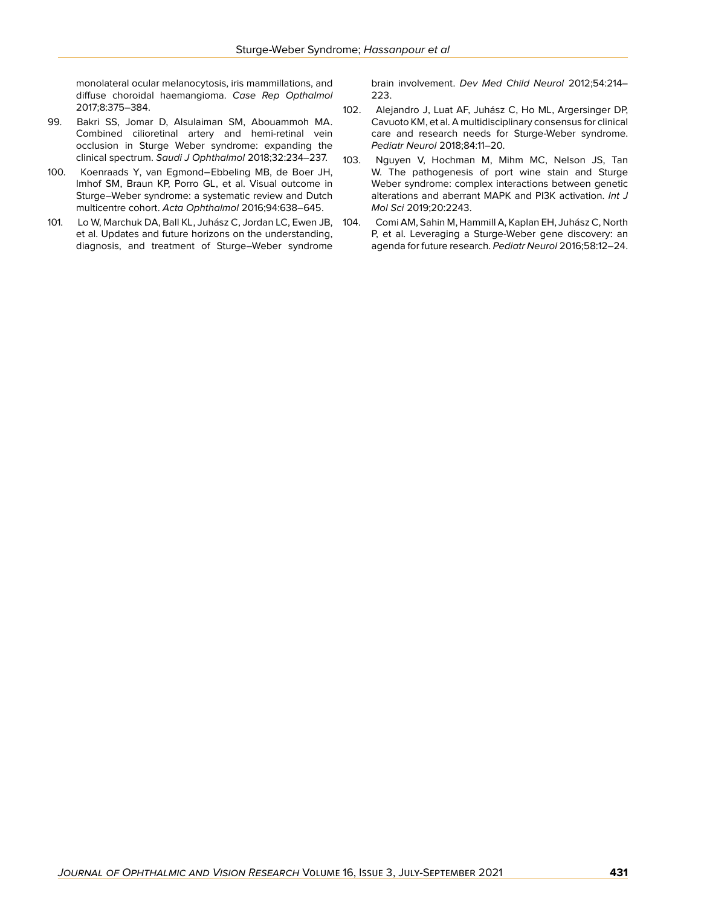monolateral ocular melanocytosis, iris mammillations, and diffuse choroidal haemangioma. *Case Rep Opthalmol* 2017;8:375–384.

99. Bakri SS, Jomar D, Alsulaiman SM, Abouammoh MA. Combined cilioretinal artery and hemi-retinal vein occlusion in Sturge Weber syndrome: expanding the clinical spectrum. *Saudi J Ophthalmol* 2018;32:234–237.
100. Koenraads Y, van Egmond–Ebbeling MB, de Boer JH, Imhof SM, Braun KP, Porro GL, et al. Visual outcome in Sturge–Weber syndrome: a systematic review and Dutch multicentre cohort. *Acta Ophthalmol* 2016;94:638–645.
101. Lo W, Marchuk DA, Ball KL, Juhász C, Jordan LC, Ewen JB, et al. Updates and future horizons on the understanding, diagnosis, and treatment of Sturge–Weber syndrome brain involvement. *Dev Med Child Neurol* 2012;54:214–223.
102. Alejandro J, Luat AF, Juhász C, Ho ML, Argersinger DP, Cavuoto KM, et al. A multidisciplinary consensus for clinical care and research needs for Sturge-Weber syndrome. *Pediatr Neurol* 2018;84:11–20.
103. Nguyen V, Hochman M, Mihm MC, Nelson JS, Tan W. The pathogenesis of port wine stain and Sturge Weber syndrome: complex interactions between genetic alterations and aberrant MAPK and PI3K activation. *Int J Mol Sci* 2019;20:2243.
104. Comi AM, Sahin M, Hammill A, Kaplan EH, Juhász C, North P, et al. Leveraging a Sturge-Weber gene discovery: an agenda for future research. *Pediatr Neurol* 2016;58:12–24.